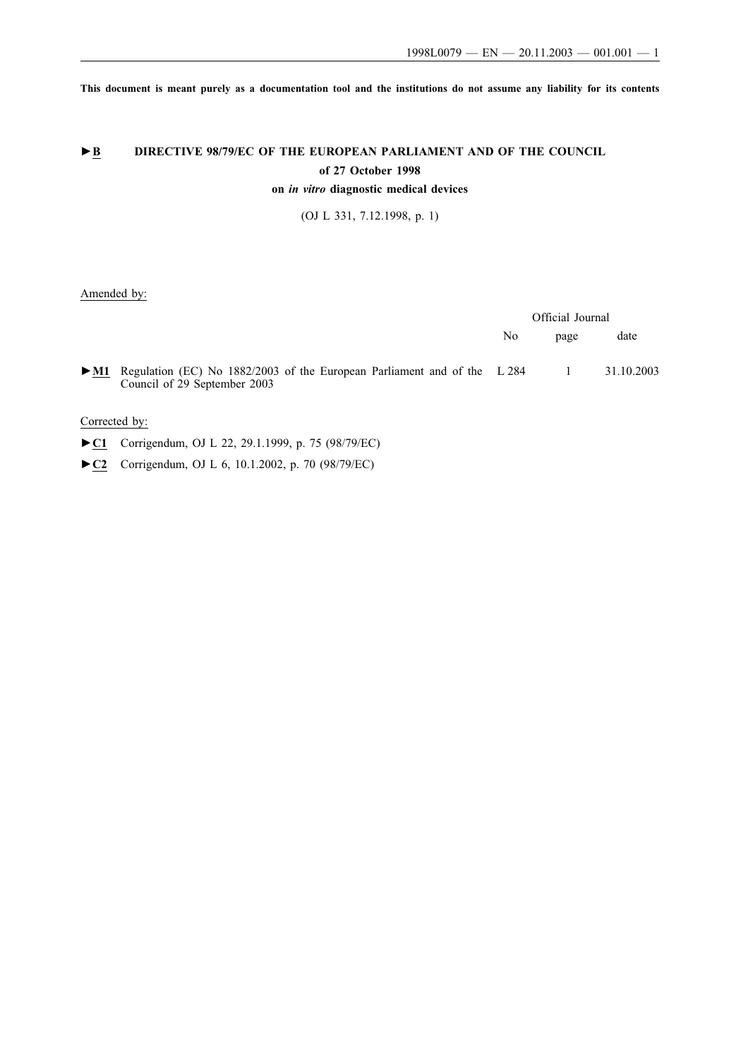**This document is meant purely as a documentation tool and the institutions do not assume any liability for its contents**

# ►B DIRECTIVE 98/79/EC OF THE EUROPEAN PARLIAMENT AND OF THE COUNCIL

## of 27 October 1998

## on *in vitro* diagnostic medical devices

(OJ L 331, 7.12.1998, p. 1)

Amended by:

| | | Official Journal | | |
|---|---|---|---|---|
| | | No | page | date |
| ►M1 | Regulation (EC) No 1882/2003 of the European Parliament and of the Council of 29 September 2003 | L 284 | 1 | 31.10.2003 |

Corrected by:

►C1 Corrigendum, OJ L 22, 29.1.1999, p. 75 (98/79/EC)

►C2 Corrigendum, OJ L 6, 10.1.2002, p. 70 (98/79/EC)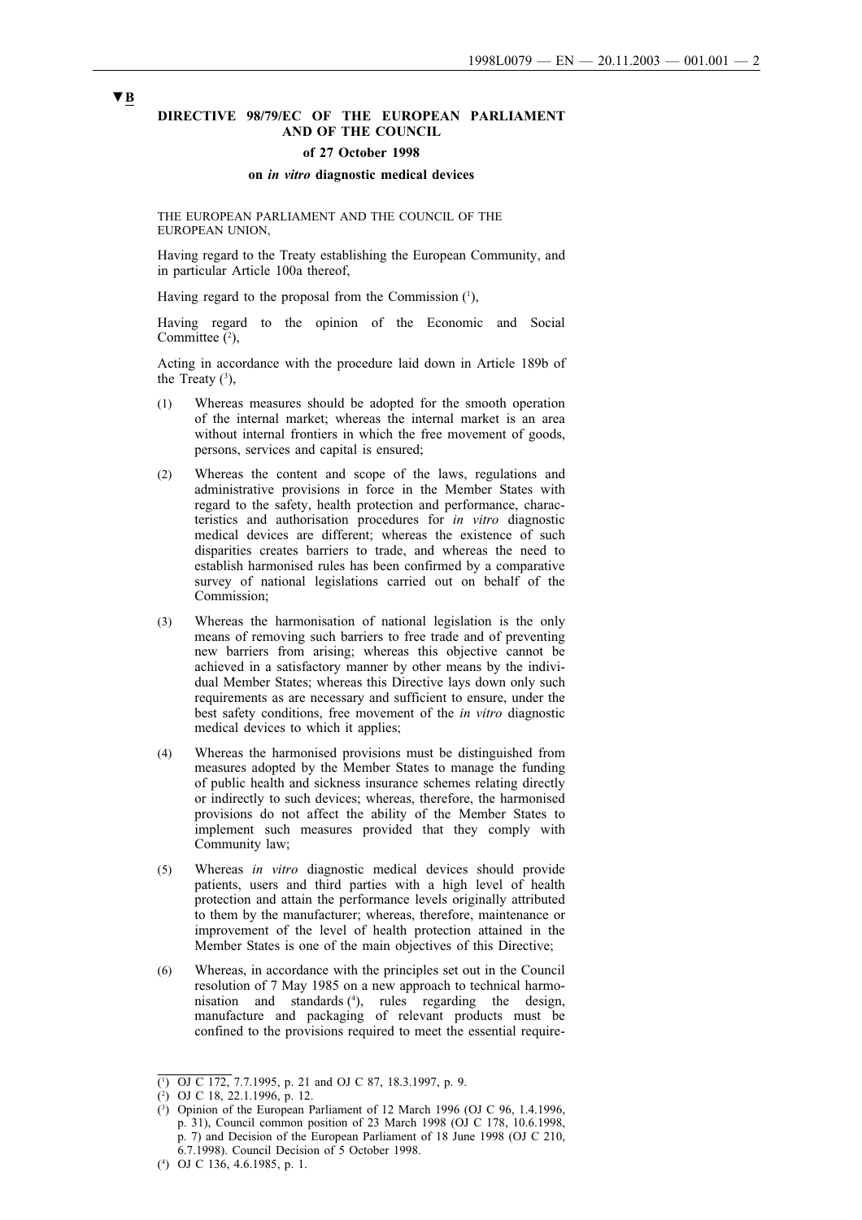▼B

**DIRECTIVE 98/79/EC OF THE EUROPEAN PARLIAMENT AND OF THE COUNCIL**

**of 27 October 1998**

**on *in vitro* diagnostic medical devices**

THE EUROPEAN PARLIAMENT AND THE COUNCIL OF THE EUROPEAN UNION,

Having regard to the Treaty establishing the European Community, and in particular Article 100a thereof,

Having regard to the proposal from the Commission [1],

Having regard to the opinion of the Economic and Social Committee [2],

Acting in accordance with the procedure laid down in Article 189b of the Treaty [3],

(1) Whereas measures should be adopted for the smooth operation of the internal market; whereas the internal market is an area without internal frontiers in which the free movement of goods, persons, services and capital is ensured;

(2) Whereas the content and scope of the laws, regulations and administrative provisions in force in the Member States with regard to the safety, health protection and performance, characteristics and authorisation procedures for *in vitro* diagnostic medical devices are different; whereas the existence of such disparities creates barriers to trade, and whereas the need to establish harmonised rules has been confirmed by a comparative survey of national legislations carried out on behalf of the Commission;

(3) Whereas the harmonisation of national legislation is the only means of removing such barriers to free trade and of preventing new barriers from arising; whereas this objective cannot be achieved in a satisfactory manner by other means by the individual Member States; whereas this Directive lays down only such requirements as are necessary and sufficient to ensure, under the best safety conditions, free movement of the *in vitro* diagnostic medical devices to which it applies;

(4) Whereas the harmonised provisions must be distinguished from measures adopted by the Member States to manage the funding of public health and sickness insurance schemes relating directly or indirectly to such devices; whereas, therefore, the harmonised provisions do not affect the ability of the Member States to implement such measures provided that they comply with Community law;

(5) Whereas *in vitro* diagnostic medical devices should provide patients, users and third parties with a high level of health protection and attain the performance levels originally attributed to them by the manufacturer; whereas, therefore, maintenance or improvement of the level of health protection attained in the Member States is one of the main objectives of this Directive;

(6) Whereas, in accordance with the principles set out in the Council resolution of 7 May 1985 on a new approach to technical harmonisation and standards [4], rules regarding the design, manufacture and packaging of relevant products must be confined to the provisions required to meet the essential require-

---

[1] OJ C 172, 7.7.1995, p. 21 and OJ C 87, 18.3.1997, p. 9.

[2] OJ C 18, 22.1.1996, p. 12.

[3] Opinion of the European Parliament of 12 March 1996 (OJ C 96, 1.4.1996, p. 31), Council common position of 23 March 1998 (OJ C 178, 10.6.1998, p. 7) and Decision of the European Parliament of 18 June 1998 (OJ C 210, 6.7.1998). Council Decision of 5 October 1998.

[4] OJ C 136, 4.6.1985, p. 1.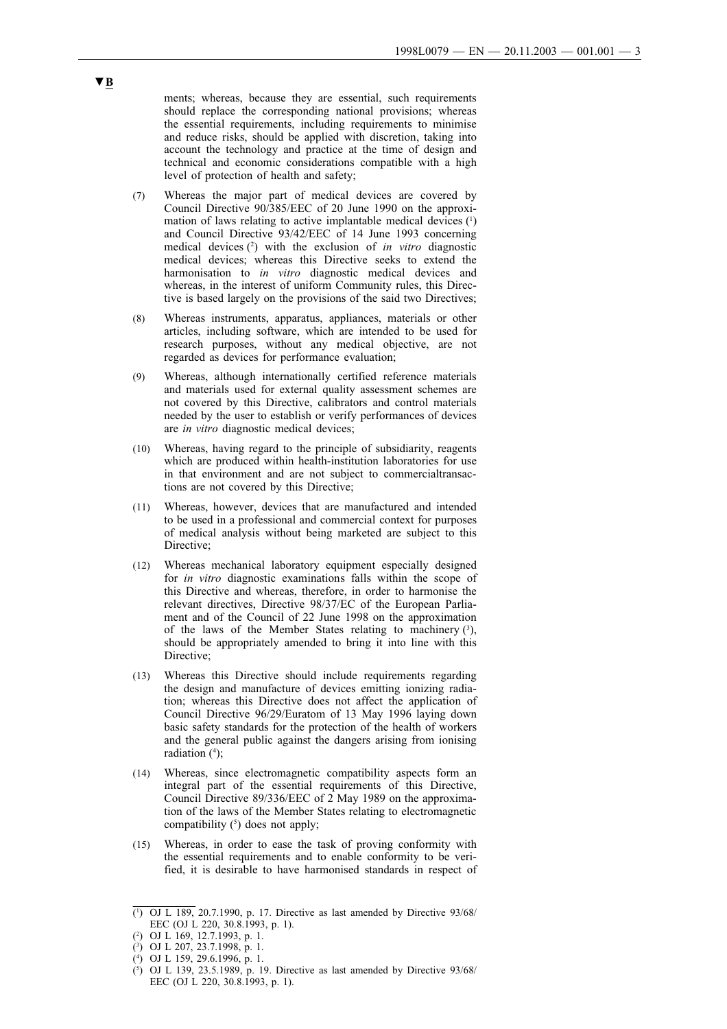**▼B**

ments; whereas, because they are essential, such requirements should replace the corresponding national provisions; whereas the essential requirements, including requirements to minimise and reduce risks, should be applied with discretion, taking into account the technology and practice at the time of design and technical and economic considerations compatible with a high level of protection of health and safety;

(7) Whereas the major part of medical devices are covered by Council Directive 90/385/EEC of 20 June 1990 on the approximation of laws relating to active implantable medical devices [1] and Council Directive 93/42/EEC of 14 June 1993 concerning medical devices [2] with the exclusion of *in vitro* diagnostic medical devices; whereas this Directive seeks to extend the harmonisation to *in vitro* diagnostic medical devices and whereas, in the interest of uniform Community rules, this Directive is based largely on the provisions of the said two Directives;

(8) Whereas instruments, apparatus, appliances, materials or other articles, including software, which are intended to be used for research purposes, without any medical objective, are not regarded as devices for performance evaluation;

(9) Whereas, although internationally certified reference materials and materials used for external quality assessment schemes are not covered by this Directive, calibrators and control materials needed by the user to establish or verify performances of devices are *in vitro* diagnostic medical devices;

(10) Whereas, having regard to the principle of subsidiarity, reagents which are produced within health-institution laboratories for use in that environment and are not subject to commercialtransactions are not covered by this Directive;

(11) Whereas, however, devices that are manufactured and intended to be used in a professional and commercial context for purposes of medical analysis without being marketed are subject to this Directive;

(12) Whereas mechanical laboratory equipment especially designed for *in vitro* diagnostic examinations falls within the scope of this Directive and whereas, therefore, in order to harmonise the relevant directives, Directive 98/37/EC of the European Parliament and of the Council of 22 June 1998 on the approximation of the laws of the Member States relating to machinery [3], should be appropriately amended to bring it into line with this Directive;

(13) Whereas this Directive should include requirements regarding the design and manufacture of devices emitting ionizing radiation; whereas this Directive does not affect the application of Council Directive 96/29/Euratom of 13 May 1996 laying down basic safety standards for the protection of the health of workers and the general public against the dangers arising from ionising radiation [4];

(14) Whereas, since electromagnetic compatibility aspects form an integral part of the essential requirements of this Directive, Council Directive 89/336/EEC of 2 May 1989 on the approximation of the laws of the Member States relating to electromagnetic compatibility [5] does not apply;

(15) Whereas, in order to ease the task of proving conformity with the essential requirements and to enable conformity to be verified, it is desirable to have harmonised standards in respect of

---

[1] OJ L 189, 20.7.1990, p. 17. Directive as last amended by Directive 93/68/EEC (OJ L 220, 30.8.1993, p. 1).

[2] OJ L 169, 12.7.1993, p. 1.

[3] OJ L 207, 23.7.1998, p. 1.

[4] OJ L 159, 29.6.1996, p. 1.

[5] OJ L 139, 23.5.1989, p. 19. Directive as last amended by Directive 93/68/EEC (OJ L 220, 30.8.1993, p. 1).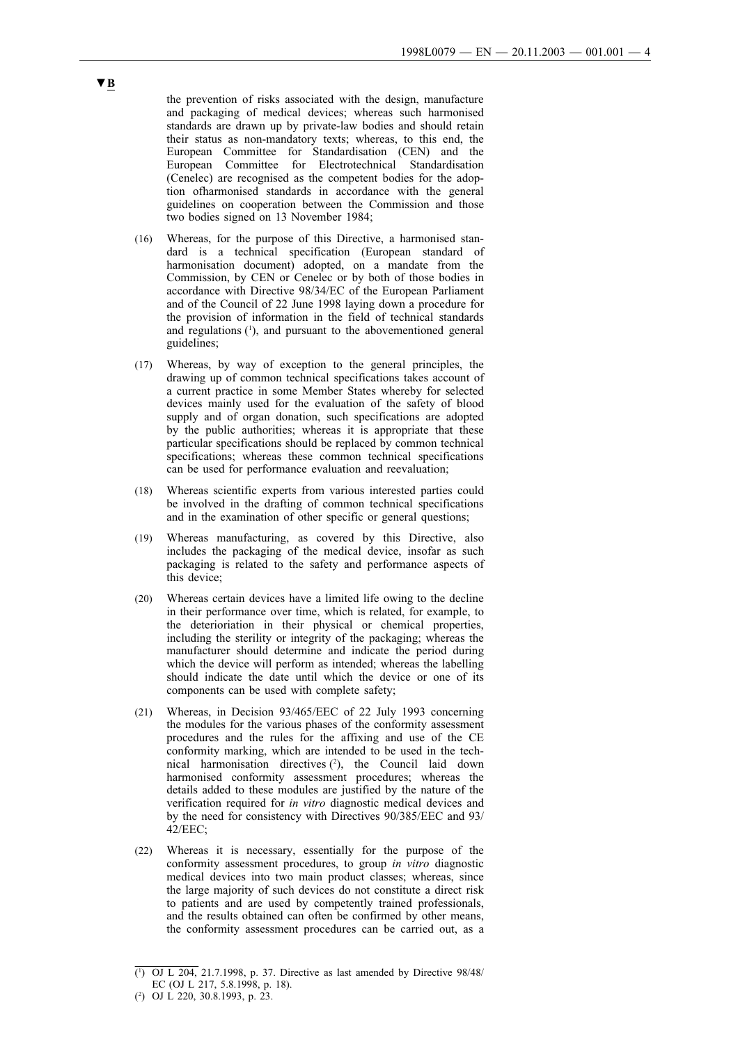**▼B**

the prevention of risks associated with the design, manufacture and packaging of medical devices; whereas such harmonised standards are drawn up by private-law bodies and should retain their status as non-mandatory texts; whereas, to this end, the European Committee for Standardisation (CEN) and the European Committee for Electrotechnical Standardisation (Cenelec) are recognised as the competent bodies for the adoption ofharmonised standards in accordance with the general guidelines on cooperation between the Commission and those two bodies signed on 13 November 1984;

(16) Whereas, for the purpose of this Directive, a harmonised standard is a technical specification (European standard of harmonisation document) adopted, on a mandate from the Commission, by CEN or Cenelec or by both of those bodies in accordance with Directive 98/34/EC of the European Parliament and of the Council of 22 June 1998 laying down a procedure for the provision of information in the field of technical standards and regulations (1), and pursuant to the abovementioned general guidelines;

(17) Whereas, by way of exception to the general principles, the drawing up of common technical specifications takes account of a current practice in some Member States whereby for selected devices mainly used for the evaluation of the safety of blood supply and of organ donation, such specifications are adopted by the public authorities; whereas it is appropriate that these particular specifications should be replaced by common technical specifications; whereas these common technical specifications can be used for performance evaluation and reevaluation;

(18) Whereas scientific experts from various interested parties could be involved in the drafting of common technical specifications and in the examination of other specific or general questions;

(19) Whereas manufacturing, as covered by this Directive, also includes the packaging of the medical device, insofar as such packaging is related to the safety and performance aspects of this device;

(20) Whereas certain devices have a limited life owing to the decline in their performance over time, which is related, for example, to the deterioriation in their physical or chemical properties, including the sterility or integrity of the packaging; whereas the manufacturer should determine and indicate the period during which the device will perform as intended; whereas the labelling should indicate the date until which the device or one of its components can be used with complete safety;

(21) Whereas, in Decision 93/465/EEC of 22 July 1993 concerning the modules for the various phases of the conformity assessment procedures and the rules for the affixing and use of the CE conformity marking, which are intended to be used in the technical harmonisation directives (2), the Council laid down harmonised conformity assessment procedures; whereas the details added to these modules are justified by the nature of the verification required for *in vitro* diagnostic medical devices and by the need for consistency with Directives 90/385/EEC and 93/42/EEC;

(22) Whereas it is necessary, essentially for the purpose of the conformity assessment procedures, to group *in vitro* diagnostic medical devices into two main product classes; whereas, since the large majority of such devices do not constitute a direct risk to patients and are used by competently trained professionals, and the results obtained can often be confirmed by other means, the conformity assessment procedures can be carried out, as a

---

(1) OJ L 204, 21.7.1998, p. 37. Directive as last amended by Directive 98/48/EC (OJ L 217, 5.8.1998, p. 18).

(2) OJ L 220, 30.8.1993, p. 23.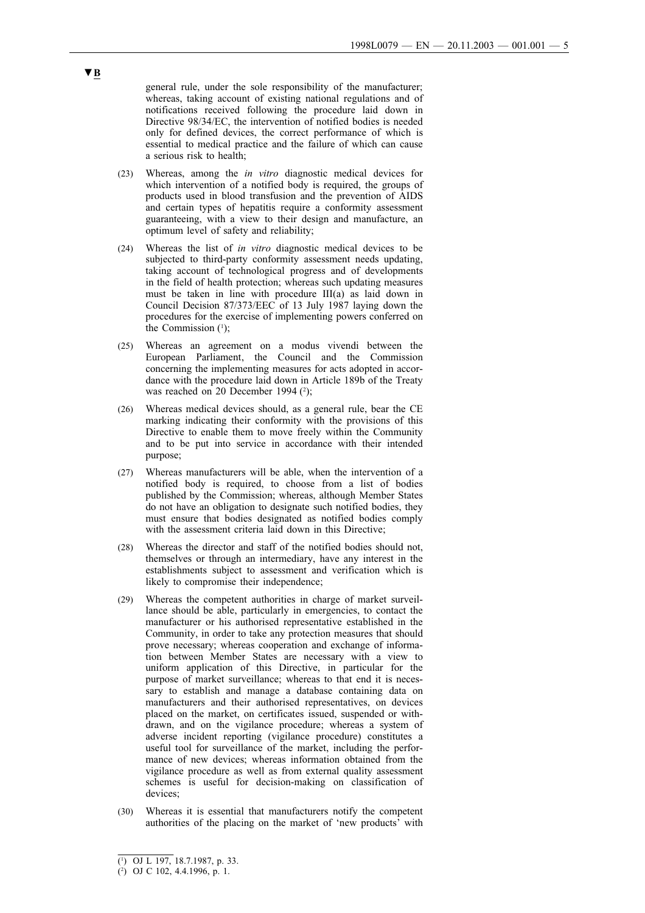▼B

general rule, under the sole responsibility of the manufacturer; whereas, taking account of existing national regulations and of notifications received following the procedure laid down in Directive 98/34/EC, the intervention of notified bodies is needed only for defined devices, the correct performance of which is essential to medical practice and the failure of which can cause a serious risk to health;

(23) Whereas, among the *in vitro* diagnostic medical devices for which intervention of a notified body is required, the groups of products used in blood transfusion and the prevention of AIDS and certain types of hepatitis require a conformity assessment guaranteeing, with a view to their design and manufacture, an optimum level of safety and reliability;

(24) Whereas the list of *in vitro* diagnostic medical devices to be subjected to third-party conformity assessment needs updating, taking account of technological progress and of developments in the field of health protection; whereas such updating measures must be taken in line with procedure III(a) as laid down in Council Decision 87/373/EEC of 13 July 1987 laying down the procedures for the exercise of implementing powers conferred on the Commission [1];

(25) Whereas an agreement on a modus vivendi between the European Parliament, the Council and the Commission concerning the implementing measures for acts adopted in accordance with the procedure laid down in Article 189b of the Treaty was reached on 20 December 1994 [2];

(26) Whereas medical devices should, as a general rule, bear the CE marking indicating their conformity with the provisions of this Directive to enable them to move freely within the Community and to be put into service in accordance with their intended purpose;

(27) Whereas manufacturers will be able, when the intervention of a notified body is required, to choose from a list of bodies published by the Commission; whereas, although Member States do not have an obligation to designate such notified bodies, they must ensure that bodies designated as notified bodies comply with the assessment criteria laid down in this Directive;

(28) Whereas the director and staff of the notified bodies should not, themselves or through an intermediary, have any interest in the establishments subject to assessment and verification which is likely to compromise their independence;

(29) Whereas the competent authorities in charge of market surveillance should be able, particularly in emergencies, to contact the manufacturer or his authorised representative established in the Community, in order to take any protection measures that should prove necessary; whereas cooperation and exchange of information between Member States are necessary with a view to uniform application of this Directive, in particular for the purpose of market surveillance; whereas to that end it is necessary to establish and manage a database containing data on manufacturers and their authorised representatives, on devices placed on the market, on certificates issued, suspended or withdrawn, and on the vigilance procedure; whereas a system of adverse incident reporting (vigilance procedure) constitutes a useful tool for surveillance of the market, including the performance of new devices; whereas information obtained from the vigilance procedure as well as from external quality assessment schemes is useful for decision-making on classification of devices;

(30) Whereas it is essential that manufacturers notify the competent authorities of the placing on the market of 'new products' with

---

[1] OJ L 197, 18.7.1987, p. 33.

[2] OJ C 102, 4.4.1996, p. 1.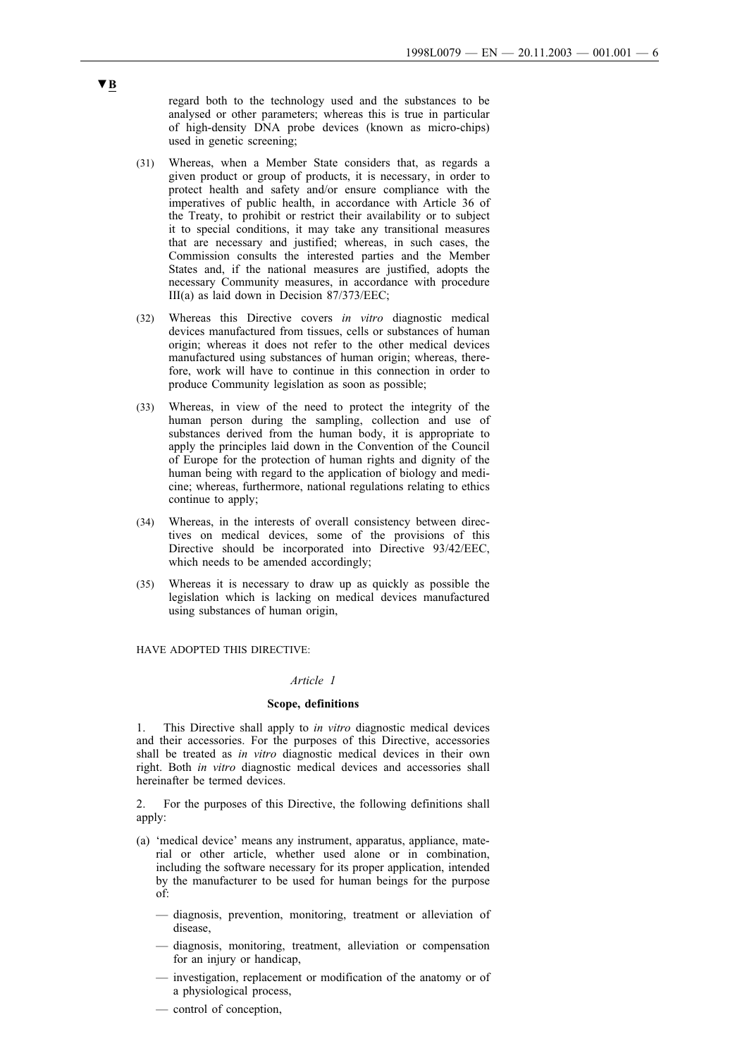▼B

regard both to the technology used and the substances to be analysed or other parameters; whereas this is true in particular of high-density DNA probe devices (known as micro-chips) used in genetic screening;

(31) Whereas, when a Member State considers that, as regards a given product or group of products, it is necessary, in order to protect health and safety and/or ensure compliance with the imperatives of public health, in accordance with Article 36 of the Treaty, to prohibit or restrict their availability or to subject it to special conditions, it may take any transitional measures that are necessary and justified; whereas, in such cases, the Commission consults the interested parties and the Member States and, if the national measures are justified, adopts the necessary Community measures, in accordance with procedure III(a) as laid down in Decision 87/373/EEC;

(32) Whereas this Directive covers *in vitro* diagnostic medical devices manufactured from tissues, cells or substances of human origin; whereas it does not refer to the other medical devices manufactured using substances of human origin; whereas, therefore, work will have to continue in this connection in order to produce Community legislation as soon as possible;

(33) Whereas, in view of the need to protect the integrity of the human person during the sampling, collection and use of substances derived from the human body, it is appropriate to apply the principles laid down in the Convention of the Council of Europe for the protection of human rights and dignity of the human being with regard to the application of biology and medicine; whereas, furthermore, national regulations relating to ethics continue to apply;

(34) Whereas, in the interests of overall consistency between directives on medical devices, some of the provisions of this Directive should be incorporated into Directive 93/42/EEC, which needs to be amended accordingly;

(35) Whereas it is necessary to draw up as quickly as possible the legislation which is lacking on medical devices manufactured using substances of human origin,

HAVE ADOPTED THIS DIRECTIVE:

*Article 1*

**Scope, definitions**

1. This Directive shall apply to *in vitro* diagnostic medical devices and their accessories. For the purposes of this Directive, accessories shall be treated as *in vitro* diagnostic medical devices in their own right. Both *in vitro* diagnostic medical devices and accessories shall hereinafter be termed devices.

2. For the purposes of this Directive, the following definitions shall apply:

(a) 'medical device' means any instrument, apparatus, appliance, material or other article, whether used alone or in combination, including the software necessary for its proper application, intended by the manufacturer to be used for human beings for the purpose of:

— diagnosis, prevention, monitoring, treatment or alleviation of disease,

— diagnosis, monitoring, treatment, alleviation or compensation for an injury or handicap,

— investigation, replacement or modification of the anatomy or of a physiological process,

— control of conception,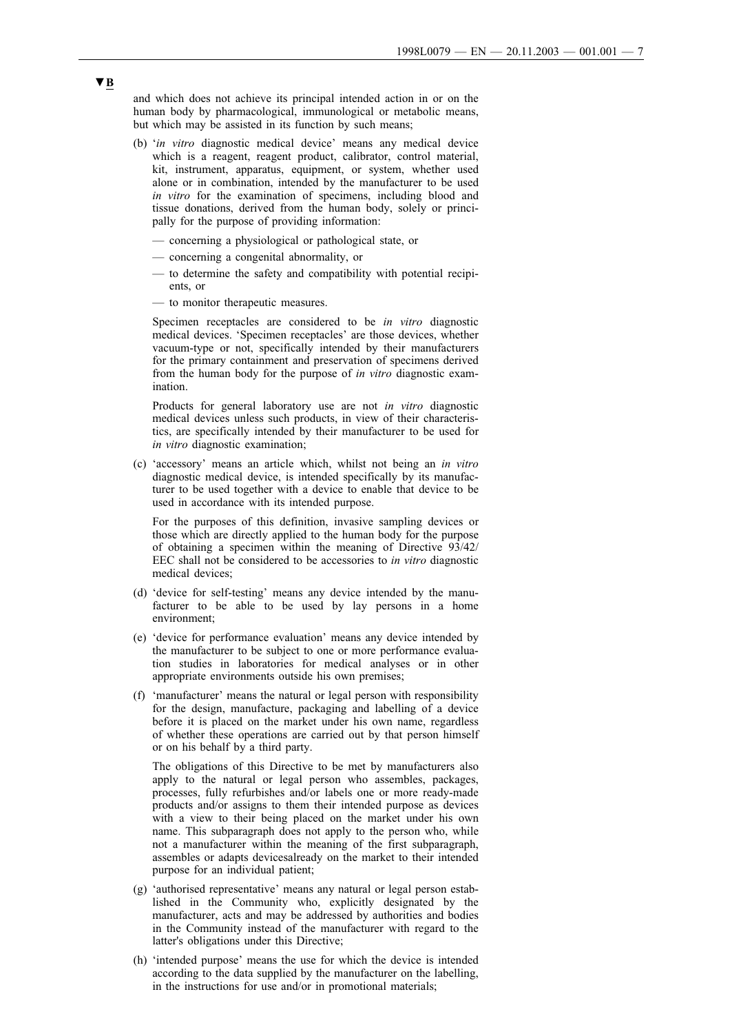**▼B**

and which does not achieve its principal intended action in or on the human body by pharmacological, immunological or metabolic means, but which may be assisted in its function by such means;

(b) '*in vitro* diagnostic medical device' means any medical device which is a reagent, reagent product, calibrator, control material, kit, instrument, apparatus, equipment, or system, whether used alone or in combination, intended by the manufacturer to be used *in vitro* for the examination of specimens, including blood and tissue donations, derived from the human body, solely or principally for the purpose of providing information:

— concerning a physiological or pathological state, or

— concerning a congenital abnormality, or

— to determine the safety and compatibility with potential recipients, or

— to monitor therapeutic measures.

Specimen receptacles are considered to be *in vitro* diagnostic medical devices. 'Specimen receptacles' are those devices, whether vacuum-type or not, specifically intended by their manufacturers for the primary containment and preservation of specimens derived from the human body for the purpose of *in vitro* diagnostic examination.

Products for general laboratory use are not *in vitro* diagnostic medical devices unless such products, in view of their characteristics, are specifically intended by their manufacturer to be used for *in vitro* diagnostic examination;

(c) 'accessory' means an article which, whilst not being an *in vitro* diagnostic medical device, is intended specifically by its manufacturer to be used together with a device to enable that device to be used in accordance with its intended purpose.

For the purposes of this definition, invasive sampling devices or those which are directly applied to the human body for the purpose of obtaining a specimen within the meaning of Directive 93/42/EEC shall not be considered to be accessories to *in vitro* diagnostic medical devices;

(d) 'device for self-testing' means any device intended by the manufacturer to be able to be used by lay persons in a home environment;

(e) 'device for performance evaluation' means any device intended by the manufacturer to be subject to one or more performance evaluation studies in laboratories for medical analyses or in other appropriate environments outside his own premises;

(f) 'manufacturer' means the natural or legal person with responsibility for the design, manufacture, packaging and labelling of a device before it is placed on the market under his own name, regardless of whether these operations are carried out by that person himself or on his behalf by a third party.

The obligations of this Directive to be met by manufacturers also apply to the natural or legal person who assembles, packages, processes, fully refurbishes and/or labels one or more ready-made products and/or assigns to them their intended purpose as devices with a view to their being placed on the market under his own name. This subparagraph does not apply to the person who, while not a manufacturer within the meaning of the first subparagraph, assembles or adapts devicesalready on the market to their intended purpose for an individual patient;

(g) 'authorised representative' means any natural or legal person established in the Community who, explicitly designated by the manufacturer, acts and may be addressed by authorities and bodies in the Community instead of the manufacturer with regard to the latter's obligations under this Directive;

(h) 'intended purpose' means the use for which the device is intended according to the data supplied by the manufacturer on the labelling, in the instructions for use and/or in promotional materials;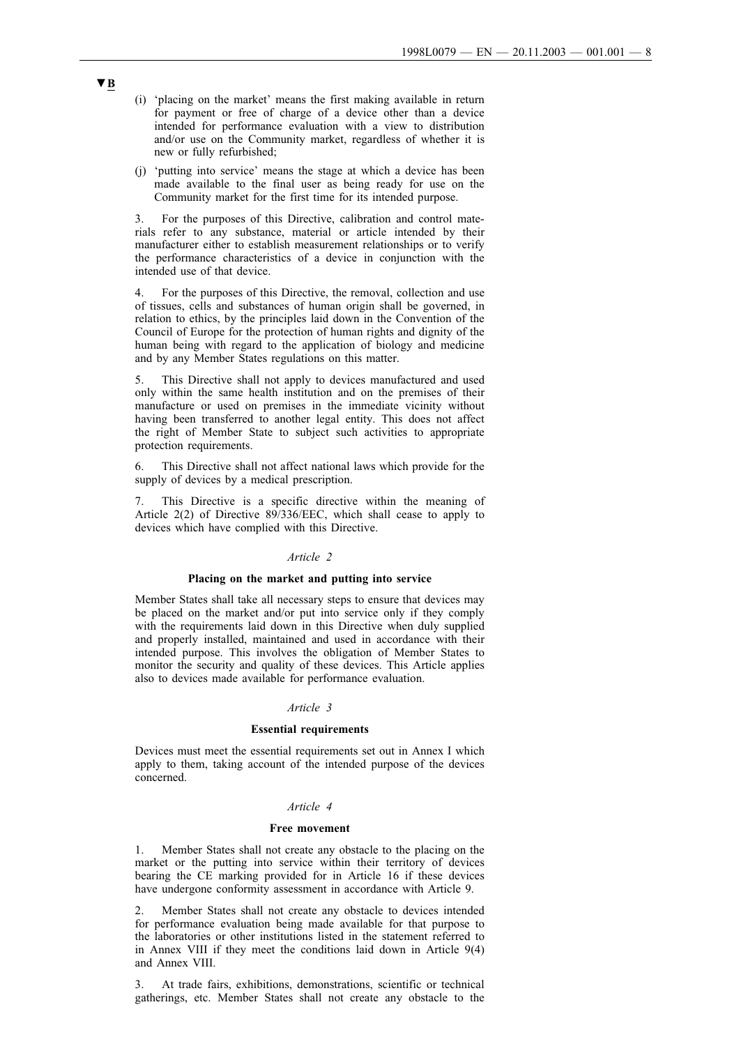▼B

(i) 'placing on the market' means the first making available in return for payment or free of charge of a device other than a device intended for performance evaluation with a view to distribution and/or use on the Community market, regardless of whether it is new or fully refurbished;

(j) 'putting into service' means the stage at which a device has been made available to the final user as being ready for use on the Community market for the first time for its intended purpose.

3. For the purposes of this Directive, calibration and control materials refer to any substance, material or article intended by their manufacturer either to establish measurement relationships or to verify the performance characteristics of a device in conjunction with the intended use of that device.

4. For the purposes of this Directive, the removal, collection and use of tissues, cells and substances of human origin shall be governed, in relation to ethics, by the principles laid down in the Convention of the Council of Europe for the protection of human rights and dignity of the human being with regard to the application of biology and medicine and by any Member States regulations on this matter.

5. This Directive shall not apply to devices manufactured and used only within the same health institution and on the premises of their manufacture or used on premises in the immediate vicinity without having been transferred to another legal entity. This does not affect the right of Member State to subject such activities to appropriate protection requirements.

6. This Directive shall not affect national laws which provide for the supply of devices by a medical prescription.

7. This Directive is a specific directive within the meaning of Article 2(2) of Directive 89/336/EEC, which shall cease to apply to devices which have complied with this Directive.

*Article 2*

**Placing on the market and putting into service**

Member States shall take all necessary steps to ensure that devices may be placed on the market and/or put into service only if they comply with the requirements laid down in this Directive when duly supplied and properly installed, maintained and used in accordance with their intended purpose. This involves the obligation of Member States to monitor the security and quality of these devices. This Article applies also to devices made available for performance evaluation.

*Article 3*

**Essential requirements**

Devices must meet the essential requirements set out in Annex I which apply to them, taking account of the intended purpose of the devices concerned.

*Article 4*

**Free movement**

1. Member States shall not create any obstacle to the placing on the market or the putting into service within their territory of devices bearing the CE marking provided for in Article 16 if these devices have undergone conformity assessment in accordance with Article 9.

2. Member States shall not create any obstacle to devices intended for performance evaluation being made available for that purpose to the laboratories or other institutions listed in the statement referred to in Annex VIII if they meet the conditions laid down in Article 9(4) and Annex VIII.

3. At trade fairs, exhibitions, demonstrations, scientific or technical gatherings, etc. Member States shall not create any obstacle to the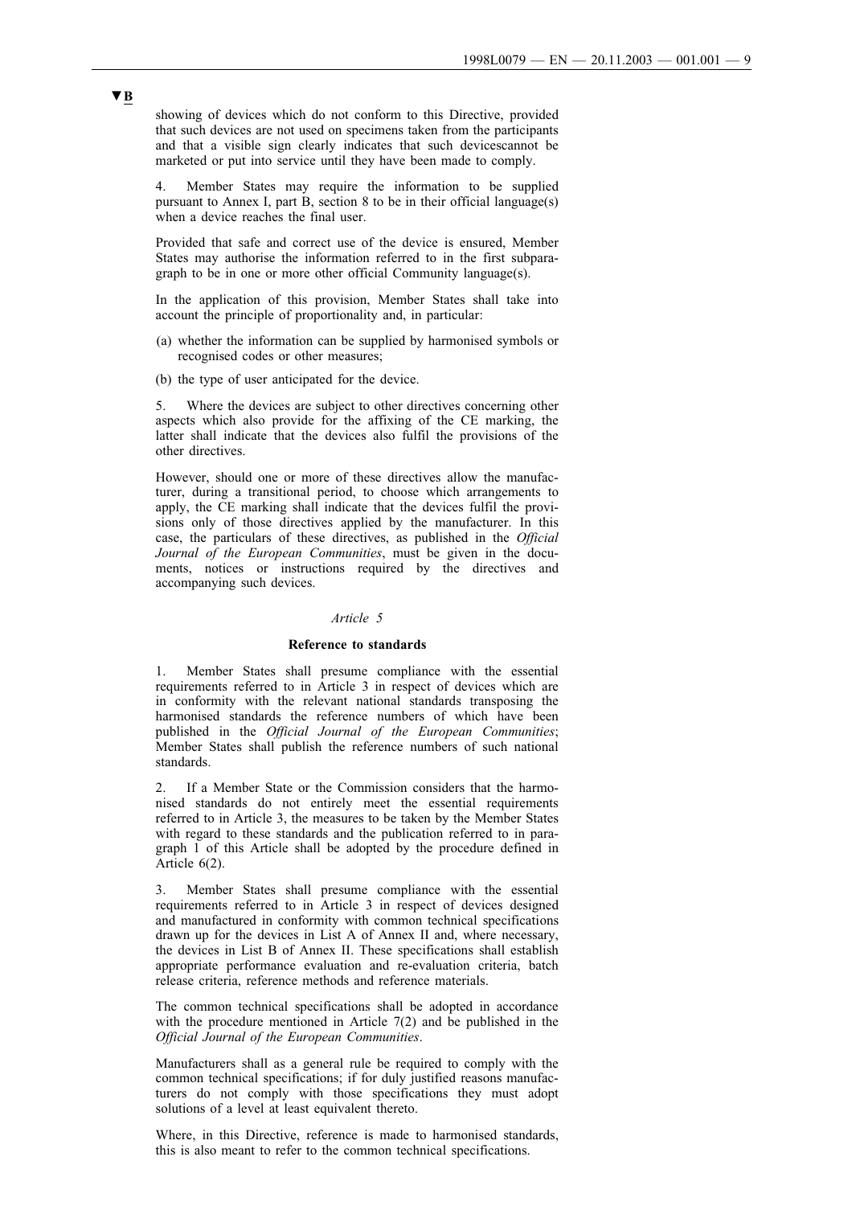▼B

showing of devices which do not conform to this Directive, provided that such devices are not used on specimens taken from the participants and that a visible sign clearly indicates that such devicescannot be marketed or put into service until they have been made to comply.

4. Member States may require the information to be supplied pursuant to Annex I, part B, section 8 to be in their official language(s) when a device reaches the final user.

Provided that safe and correct use of the device is ensured, Member States may authorise the information referred to in the first subparagraph to be in one or more other official Community language(s).

In the application of this provision, Member States shall take into account the principle of proportionality and, in particular:

(a) whether the information can be supplied by harmonised symbols or recognised codes or other measures;

(b) the type of user anticipated for the device.

5. Where the devices are subject to other directives concerning other aspects which also provide for the affixing of the CE marking, the latter shall indicate that the devices also fulfil the provisions of the other directives.

However, should one or more of these directives allow the manufacturer, during a transitional period, to choose which arrangements to apply, the CE marking shall indicate that the devices fulfil the provisions only of those directives applied by the manufacturer. In this case, the particulars of these directives, as published in the *Official Journal of the European Communities*, must be given in the documents, notices or instructions required by the directives and accompanying such devices.

*Article 5*

**Reference to standards**

1. Member States shall presume compliance with the essential requirements referred to in Article 3 in respect of devices which are in conformity with the relevant national standards transposing the harmonised standards the reference numbers of which have been published in the *Official Journal of the European Communities*; Member States shall publish the reference numbers of such national standards.

2. If a Member State or the Commission considers that the harmonised standards do not entirely meet the essential requirements referred to in Article 3, the measures to be taken by the Member States with regard to these standards and the publication referred to in paragraph 1 of this Article shall be adopted by the procedure defined in Article 6(2).

3. Member States shall presume compliance with the essential requirements referred to in Article 3 in respect of devices designed and manufactured in conformity with common technical specifications drawn up for the devices in List A of Annex II and, where necessary, the devices in List B of Annex II. These specifications shall establish appropriate performance evaluation and re-evaluation criteria, batch release criteria, reference methods and reference materials.

The common technical specifications shall be adopted in accordance with the procedure mentioned in Article 7(2) and be published in the *Official Journal of the European Communities*.

Manufacturers shall as a general rule be required to comply with the common technical specifications; if for duly justified reasons manufacturers do not comply with those specifications they must adopt solutions of a level at least equivalent thereto.

Where, in this Directive, reference is made to harmonised standards, this is also meant to refer to the common technical specifications.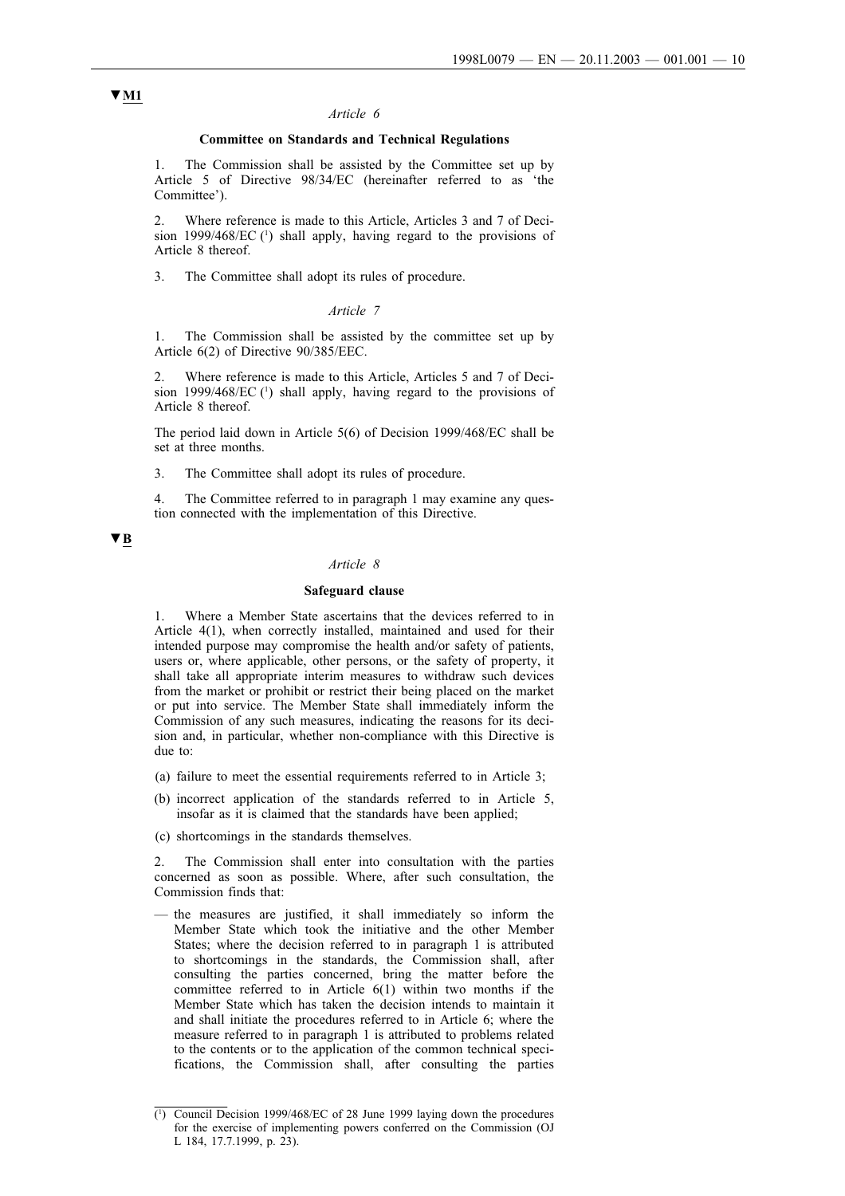▼M1

*Article 6*

**Committee on Standards and Technical Regulations**

1. The Commission shall be assisted by the Committee set up by Article 5 of Directive 98/34/EC (hereinafter referred to as 'the Committee').

2. Where reference is made to this Article, Articles 3 and 7 of Decision 1999/468/EC [1] shall apply, having regard to the provisions of Article 8 thereof.

3. The Committee shall adopt its rules of procedure.

*Article 7*

1. The Commission shall be assisted by the committee set up by Article 6(2) of Directive 90/385/EEC.

2. Where reference is made to this Article, Articles 5 and 7 of Decision 1999/468/EC [1] shall apply, having regard to the provisions of Article 8 thereof.

The period laid down in Article 5(6) of Decision 1999/468/EC shall be set at three months.

3. The Committee shall adopt its rules of procedure.

4. The Committee referred to in paragraph 1 may examine any question connected with the implementation of this Directive.

▼B

*Article 8*

**Safeguard clause**

1. Where a Member State ascertains that the devices referred to in Article 4(1), when correctly installed, maintained and used for their intended purpose may compromise the health and/or safety of patients, users or, where applicable, other persons, or the safety of property, it shall take all appropriate interim measures to withdraw such devices from the market or prohibit or restrict their being placed on the market or put into service. The Member State shall immediately inform the Commission of any such measures, indicating the reasons for its decision and, in particular, whether non-compliance with this Directive is due to:

(a) failure to meet the essential requirements referred to in Article 3;

(b) incorrect application of the standards referred to in Article 5, insofar as it is claimed that the standards have been applied;

(c) shortcomings in the standards themselves.

2. The Commission shall enter into consultation with the parties concerned as soon as possible. Where, after such consultation, the Commission finds that:

— the measures are justified, it shall immediately so inform the Member State which took the initiative and the other Member States; where the decision referred to in paragraph 1 is attributed to shortcomings in the standards, the Commission shall, after consulting the parties concerned, bring the matter before the committee referred to in Article 6(1) within two months if the Member State which has taken the decision intends to maintain it and shall initiate the procedures referred to in Article 6; where the measure referred to in paragraph 1 is attributed to problems related to the contents or to the application of the common technical specifications, the Commission shall, after consulting the parties

---

[1] Council Decision 1999/468/EC of 28 June 1999 laying down the procedures for the exercise of implementing powers conferred on the Commission (OJ L 184, 17.7.1999, p. 23).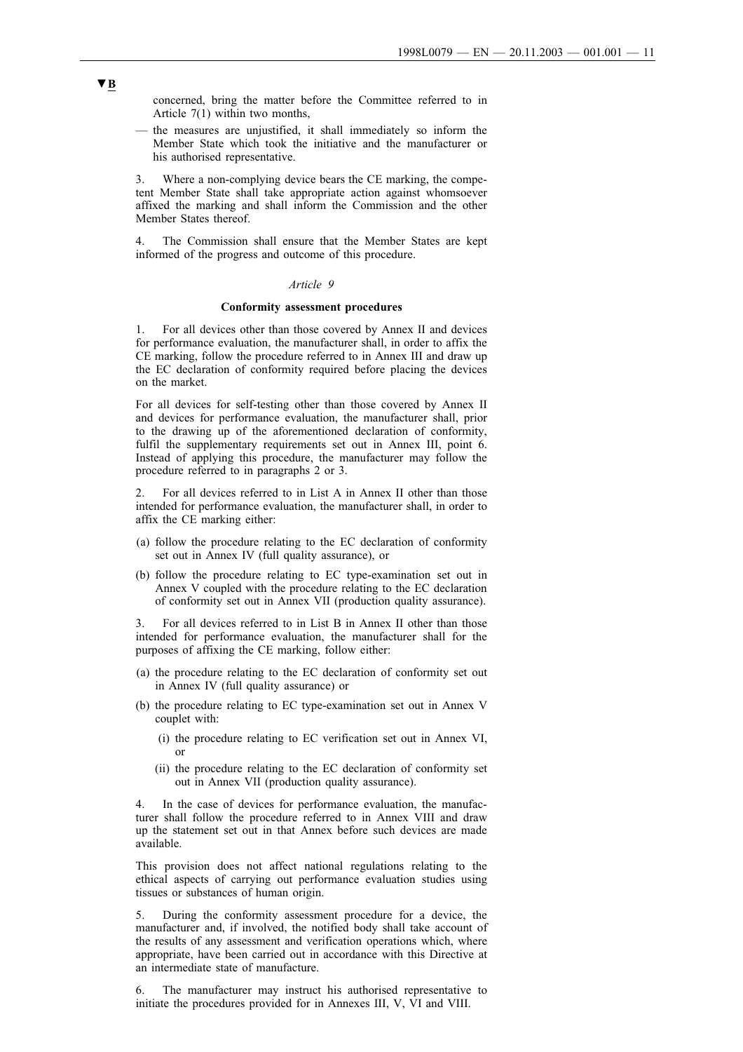concerned, bring the matter before the Committee referred to in Article 7(1) within two months,

— the measures are unjustified, it shall immediately so inform the Member State which took the initiative and the manufacturer or his authorised representative.

3. Where a non-complying device bears the CE marking, the competent Member State shall take appropriate action against whomsoever affixed the marking and shall inform the Commission and the other Member States thereof.

4. The Commission shall ensure that the Member States are kept informed of the progress and outcome of this procedure.

*Article 9*

**Conformity assessment procedures**

1. For all devices other than those covered by Annex II and devices for performance evaluation, the manufacturer shall, in order to affix the CE marking, follow the procedure referred to in Annex III and draw up the EC declaration of conformity required before placing the devices on the market.

For all devices for self-testing other than those covered by Annex II and devices for performance evaluation, the manufacturer shall, prior to the drawing up of the aforementioned declaration of conformity, fulfil the supplementary requirements set out in Annex III, point 6. Instead of applying this procedure, the manufacturer may follow the procedure referred to in paragraphs 2 or 3.

2. For all devices referred to in List A in Annex II other than those intended for performance evaluation, the manufacturer shall, in order to affix the CE marking either:

(a) follow the procedure relating to the EC declaration of conformity set out in Annex IV (full quality assurance), or

(b) follow the procedure relating to EC type-examination set out in Annex V coupled with the procedure relating to the EC declaration of conformity set out in Annex VII (production quality assurance).

3. For all devices referred to in List B in Annex II other than those intended for performance evaluation, the manufacturer shall for the purposes of affixing the CE marking, follow either:

(a) the procedure relating to the EC declaration of conformity set out in Annex IV (full quality assurance) or

(b) the procedure relating to EC type-examination set out in Annex V couplet with:

   (i) the procedure relating to EC verification set out in Annex VI, or

   (ii) the procedure relating to the EC declaration of conformity set out in Annex VII (production quality assurance).

4. In the case of devices for performance evaluation, the manufacturer shall follow the procedure referred to in Annex VIII and draw up the statement set out in that Annex before such devices are made available.

This provision does not affect national regulations relating to the ethical aspects of carrying out performance evaluation studies using tissues or substances of human origin.

5. During the conformity assessment procedure for a device, the manufacturer and, if involved, the notified body shall take account of the results of any assessment and verification operations which, where appropriate, have been carried out in accordance with this Directive at an intermediate state of manufacture.

6. The manufacturer may instruct his authorised representative to initiate the procedures provided for in Annexes III, V, VI and VIII.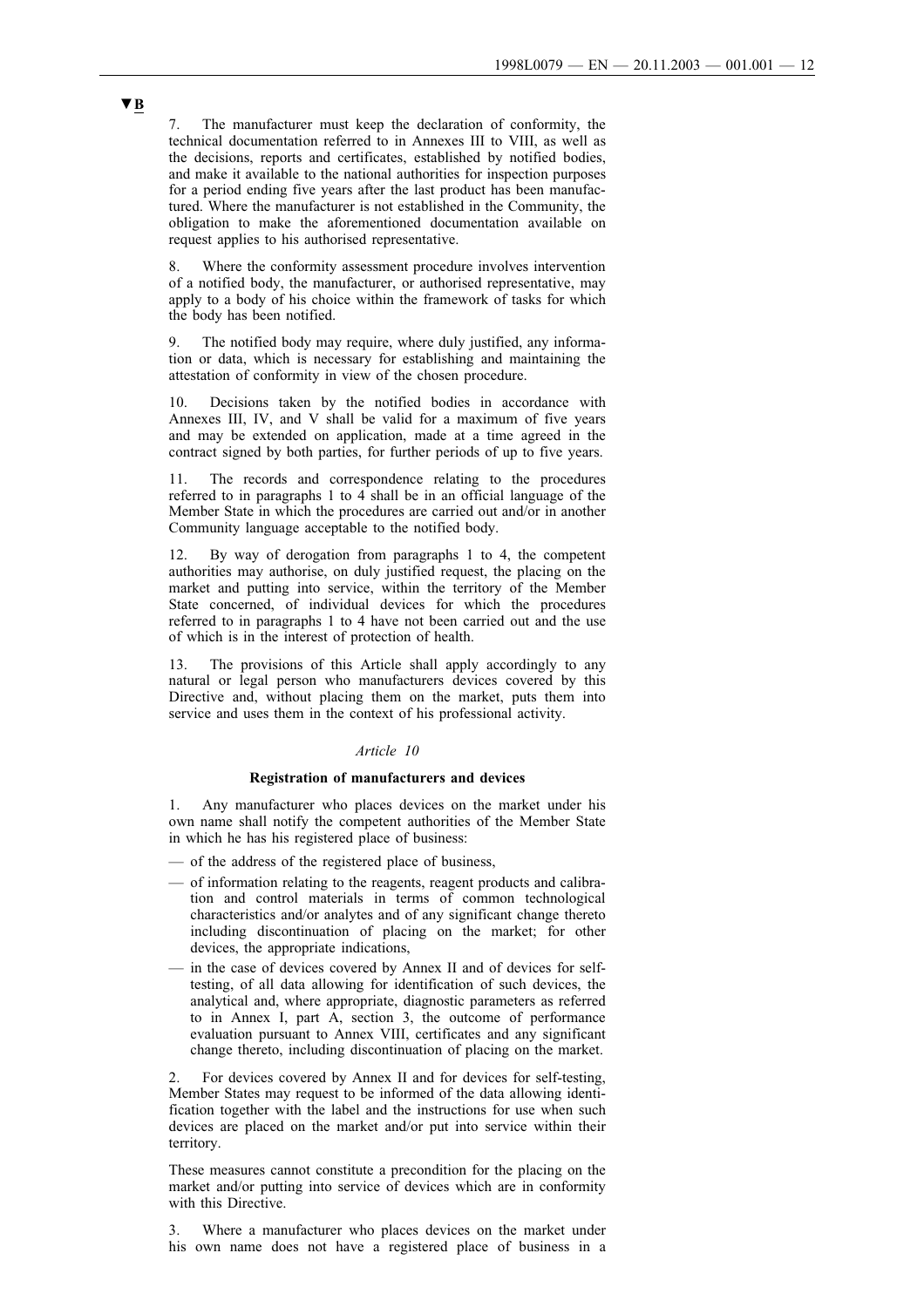▼B

7. The manufacturer must keep the declaration of conformity, the technical documentation referred to in Annexes III to VIII, as well as the decisions, reports and certificates, established by notified bodies, and make it available to the national authorities for inspection purposes for a period ending five years after the last product has been manufactured. Where the manufacturer is not established in the Community, the obligation to make the aforementioned documentation available on request applies to his authorised representative.

8. Where the conformity assessment procedure involves intervention of a notified body, the manufacturer, or authorised representative, may apply to a body of his choice within the framework of tasks for which the body has been notified.

9. The notified body may require, where duly justified, any information or data, which is necessary for establishing and maintaining the attestation of conformity in view of the chosen procedure.

10. Decisions taken by the notified bodies in accordance with Annexes III, IV, and V shall be valid for a maximum of five years and may be extended on application, made at a time agreed in the contract signed by both parties, for further periods of up to five years.

11. The records and correspondence relating to the procedures referred to in paragraphs 1 to 4 shall be in an official language of the Member State in which the procedures are carried out and/or in another Community language acceptable to the notified body.

12. By way of derogation from paragraphs 1 to 4, the competent authorities may authorise, on duly justified request, the placing on the market and putting into service, within the territory of the Member State concerned, of individual devices for which the procedures referred to in paragraphs 1 to 4 have not been carried out and the use of which is in the interest of protection of health.

13. The provisions of this Article shall apply accordingly to any natural or legal person who manufacturers devices covered by this Directive and, without placing them on the market, puts them into service and uses them in the context of his professional activity.

*Article 10*

**Registration of manufacturers and devices**

1. Any manufacturer who places devices on the market under his own name shall notify the competent authorities of the Member State in which he has his registered place of business:

— of the address of the registered place of business,

— of information relating to the reagents, reagent products and calibration and control materials in terms of common technological characteristics and/or analytes and of any significant change thereto including discontinuation of placing on the market; for other devices, the appropriate indications,

— in the case of devices covered by Annex II and of devices for self-testing, of all data allowing for identification of such devices, the analytical and, where appropriate, diagnostic parameters as referred to in Annex I, part A, section 3, the outcome of performance evaluation pursuant to Annex VIII, certificates and any significant change thereto, including discontinuation of placing on the market.

2. For devices covered by Annex II and for devices for self-testing, Member States may request to be informed of the data allowing identification together with the label and the instructions for use when such devices are placed on the market and/or put into service within their territory.

These measures cannot constitute a precondition for the placing on the market and/or putting into service of devices which are in conformity with this Directive.

3. Where a manufacturer who places devices on the market under his own name does not have a registered place of business in a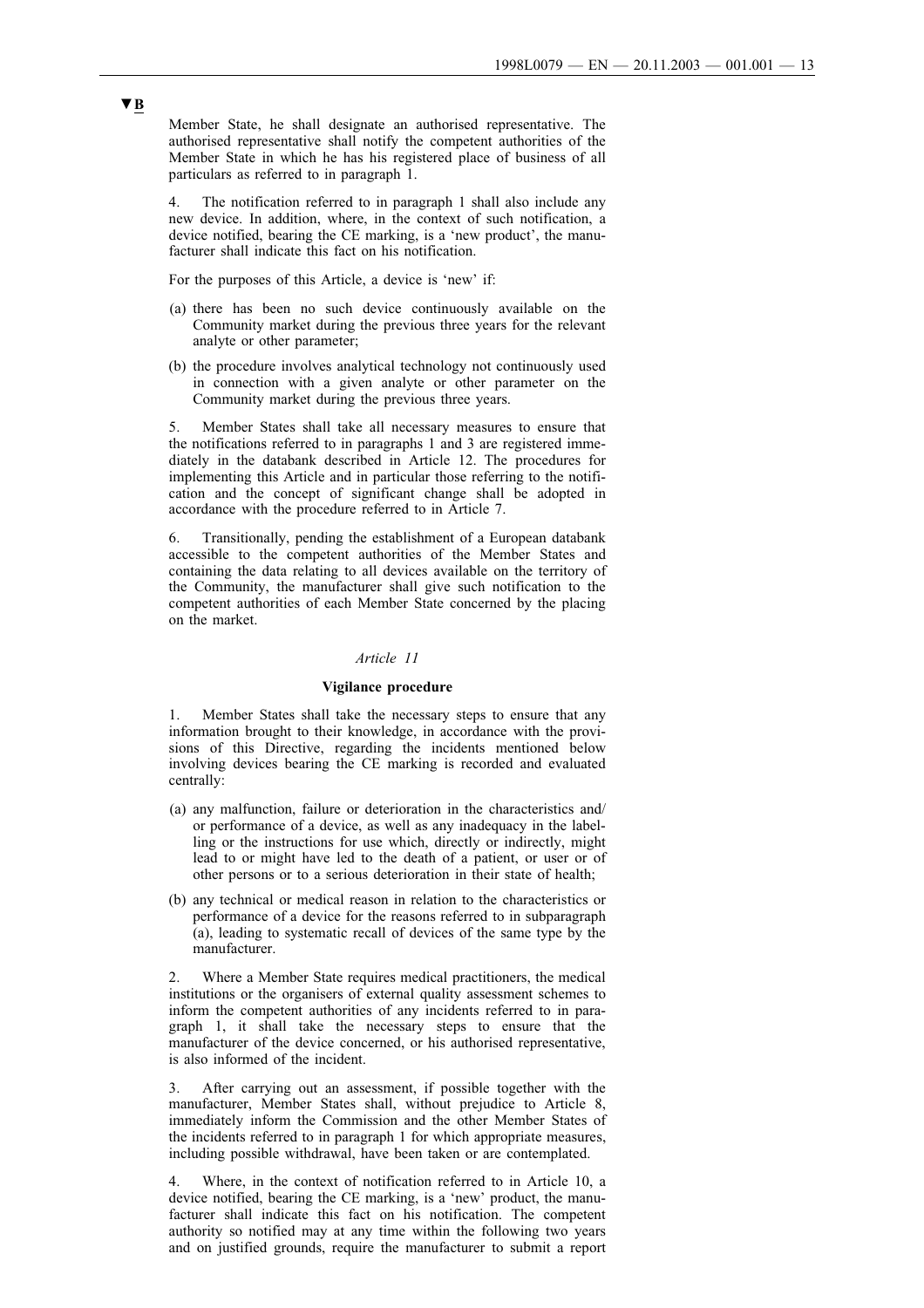▼B

Member State, he shall designate an authorised representative. The authorised representative shall notify the competent authorities of the Member State in which he has his registered place of business of all particulars as referred to in paragraph 1.

4. The notification referred to in paragraph 1 shall also include any new device. In addition, where, in the context of such notification, a device notified, bearing the CE marking, is a 'new product', the manufacturer shall indicate this fact on his notification.

For the purposes of this Article, a device is 'new' if:

(a) there has been no such device continuously available on the Community market during the previous three years for the relevant analyte or other parameter;

(b) the procedure involves analytical technology not continuously used in connection with a given analyte or other parameter on the Community market during the previous three years.

5. Member States shall take all necessary measures to ensure that the notifications referred to in paragraphs 1 and 3 are registered immediately in the databank described in Article 12. The procedures for implementing this Article and in particular those referring to the notification and the concept of significant change shall be adopted in accordance with the procedure referred to in Article 7.

6. Transitionally, pending the establishment of a European databank accessible to the competent authorities of the Member States and containing the data relating to all devices available on the territory of the Community, the manufacturer shall give such notification to the competent authorities of each Member State concerned by the placing on the market.

*Article 11*

**Vigilance procedure**

1. Member States shall take the necessary steps to ensure that any information brought to their knowledge, in accordance with the provisions of this Directive, regarding the incidents mentioned below involving devices bearing the CE marking is recorded and evaluated centrally:

(a) any malfunction, failure or deterioration in the characteristics and/or performance of a device, as well as any inadequacy in the labelling or the instructions for use which, directly or indirectly, might lead to or might have led to the death of a patient, or user or of other persons or to a serious deterioration in their state of health;

(b) any technical or medical reason in relation to the characteristics or performance of a device for the reasons referred to in subparagraph (a), leading to systematic recall of devices of the same type by the manufacturer.

2. Where a Member State requires medical practitioners, the medical institutions or the organisers of external quality assessment schemes to inform the competent authorities of any incidents referred to in paragraph 1, it shall take the necessary steps to ensure that the manufacturer of the device concerned, or his authorised representative, is also informed of the incident.

3. After carrying out an assessment, if possible together with the manufacturer, Member States shall, without prejudice to Article 8, immediately inform the Commission and the other Member States of the incidents referred to in paragraph 1 for which appropriate measures, including possible withdrawal, have been taken or are contemplated.

4. Where, in the context of notification referred to in Article 10, a device notified, bearing the CE marking, is a 'new' product, the manufacturer shall indicate this fact on his notification. The competent authority so notified may at any time within the following two years and on justified grounds, require the manufacturer to submit a report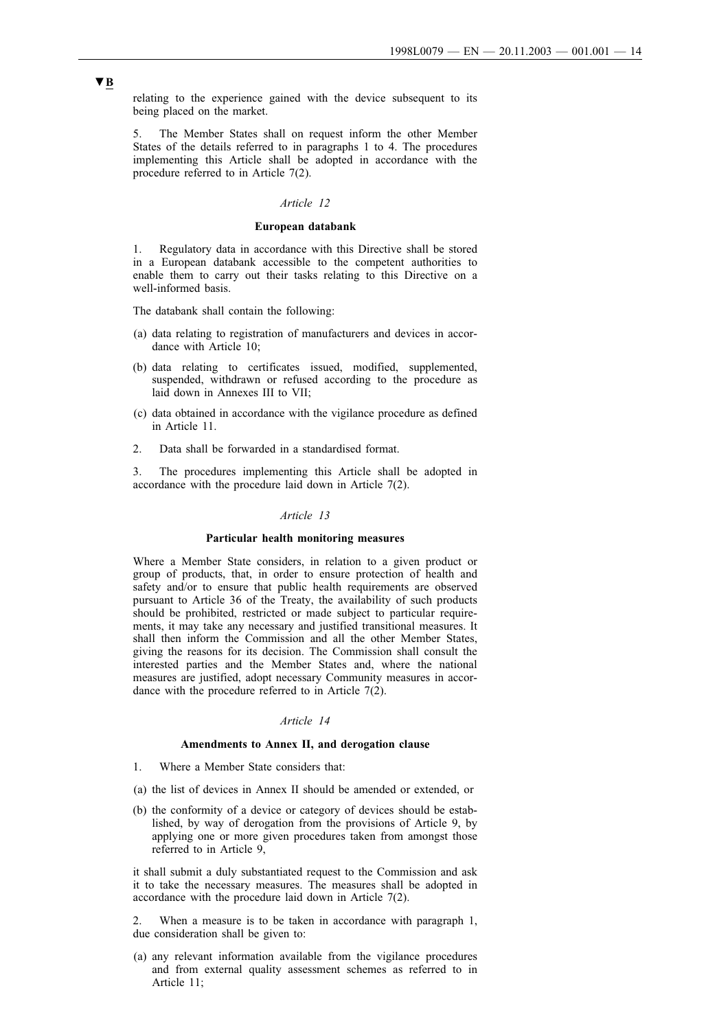▼B

relating to the experience gained with the device subsequent to its being placed on the market.

5. The Member States shall on request inform the other Member States of the details referred to in paragraphs 1 to 4. The procedures implementing this Article shall be adopted in accordance with the procedure referred to in Article 7(2).

*Article 12*

**European databank**

1. Regulatory data in accordance with this Directive shall be stored in a European databank accessible to the competent authorities to enable them to carry out their tasks relating to this Directive on a well-informed basis.

The databank shall contain the following:

(a) data relating to registration of manufacturers and devices in accordance with Article 10;

(b) data relating to certificates issued, modified, supplemented, suspended, withdrawn or refused according to the procedure as laid down in Annexes III to VII;

(c) data obtained in accordance with the vigilance procedure as defined in Article 11.

2. Data shall be forwarded in a standardised format.

3. The procedures implementing this Article shall be adopted in accordance with the procedure laid down in Article 7(2).

*Article 13*

**Particular health monitoring measures**

Where a Member State considers, in relation to a given product or group of products, that, in order to ensure protection of health and safety and/or to ensure that public health requirements are observed pursuant to Article 36 of the Treaty, the availability of such products should be prohibited, restricted or made subject to particular requirements, it may take any necessary and justified transitional measures. It shall then inform the Commission and all the other Member States, giving the reasons for its decision. The Commission shall consult the interested parties and the Member States and, where the national measures are justified, adopt necessary Community measures in accordance with the procedure referred to in Article 7(2).

*Article 14*

**Amendments to Annex II, and derogation clause**

1. Where a Member State considers that:

(a) the list of devices in Annex II should be amended or extended, or

(b) the conformity of a device or category of devices should be established, by way of derogation from the provisions of Article 9, by applying one or more given procedures taken from amongst those referred to in Article 9,

it shall submit a duly substantiated request to the Commission and ask it to take the necessary measures. The measures shall be adopted in accordance with the procedure laid down in Article 7(2).

2. When a measure is to be taken in accordance with paragraph 1, due consideration shall be given to:

(a) any relevant information available from the vigilance procedures and from external quality assessment schemes as referred to in Article 11;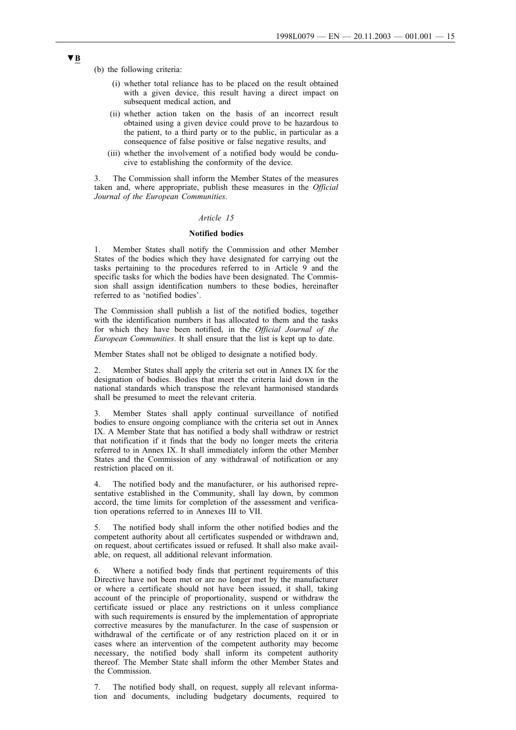▼B

(b) the following criteria:

(i) whether total reliance has to be placed on the result obtained with a given device, this result having a direct impact on subsequent medical action, and

(ii) whether action taken on the basis of an incorrect result obtained using a given device could prove to be hazardous to the patient, to a third party or to the public, in particular as a consequence of false positive or false negative results, and

(iii) whether the involvement of a notified body would be conducive to establishing the conformity of the device.

3. The Commission shall inform the Member States of the measures taken and, where appropriate, publish these measures in the *Official Journal of the European Communities*.

*Article 15*

**Notified bodies**

1. Member States shall notify the Commission and other Member States of the bodies which they have designated for carrying out the tasks pertaining to the procedures referred to in Article 9 and the specific tasks for which the bodies have been designated. The Commission shall assign identification numbers to these bodies, hereinafter referred to as 'notified bodies'.

The Commission shall publish a list of the notified bodies, together with the identification numbers it has allocated to them and the tasks for which they have been notified, in the *Official Journal of the European Communities*. It shall ensure that the list is kept up to date.

Member States shall not be obliged to designate a notified body.

2. Member States shall apply the criteria set out in Annex IX for the designation of bodies. Bodies that meet the criteria laid down in the national standards which transpose the relevant harmonised standards shall be presumed to meet the relevant criteria.

3. Member States shall apply continual surveillance of notified bodies to ensure ongoing compliance with the criteria set out in Annex IX. A Member State that has notified a body shall withdraw or restrict that notification if it finds that the body no longer meets the criteria referred to in Annex IX. It shall immediately inform the other Member States and the Commission of any withdrawal of notification or any restriction placed on it.

4. The notified body and the manufacturer, or his authorised representative established in the Community, shall lay down, by common accord, the time limits for completion of the assessment and verification operations referred to in Annexes III to VII.

5. The notified body shall inform the other notified bodies and the competent authority about all certificates suspended or withdrawn and, on request, about certificates issued or refused. It shall also make available, on request, all additional relevant information.

6. Where a notified body finds that pertinent requirements of this Directive have not been met or are no longer met by the manufacturer or where a certificate should not have been issued, it shall, taking account of the principle of proportionality, suspend or withdraw the certificate issued or place any restrictions on it unless compliance with such requirements is ensured by the implementation of appropriate corrective measures by the manufacturer. In the case of suspension or withdrawal of the certificate or of any restriction placed on it or in cases where an intervention of the competent authority may become necessary, the notified body shall inform its competent authority thereof. The Member State shall inform the other Member States and the Commission.

7. The notified body shall, on request, supply all relevant information and documents, including budgetary documents, required to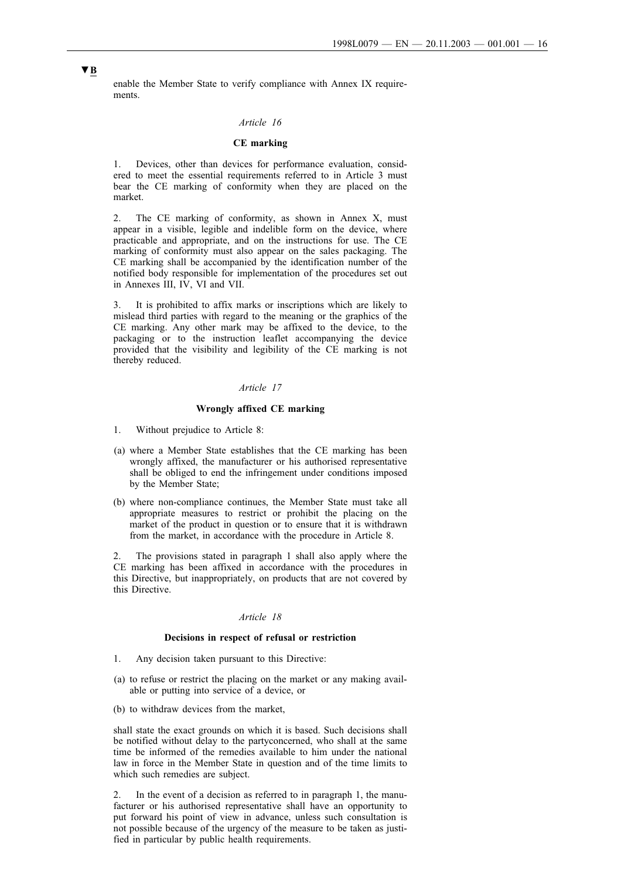▼B

enable the Member State to verify compliance with Annex IX requirements.

*Article 16*

**CE marking**

1. Devices, other than devices for performance evaluation, considered to meet the essential requirements referred to in Article 3 must bear the CE marking of conformity when they are placed on the market.

2. The CE marking of conformity, as shown in Annex X, must appear in a visible, legible and indelible form on the device, where practicable and appropriate, and on the instructions for use. The CE marking of conformity must also appear on the sales packaging. The CE marking shall be accompanied by the identification number of the notified body responsible for implementation of the procedures set out in Annexes III, IV, VI and VII.

3. It is prohibited to affix marks or inscriptions which are likely to mislead third parties with regard to the meaning or the graphics of the CE marking. Any other mark may be affixed to the device, to the packaging or to the instruction leaflet accompanying the device provided that the visibility and legibility of the CE marking is not thereby reduced.

*Article 17*

**Wrongly affixed CE marking**

1. Without prejudice to Article 8:

(a) where a Member State establishes that the CE marking has been wrongly affixed, the manufacturer or his authorised representative shall be obliged to end the infringement under conditions imposed by the Member State;

(b) where non-compliance continues, the Member State must take all appropriate measures to restrict or prohibit the placing on the market of the product in question or to ensure that it is withdrawn from the market, in accordance with the procedure in Article 8.

2. The provisions stated in paragraph 1 shall also apply where the CE marking has been affixed in accordance with the procedures in this Directive, but inappropriately, on products that are not covered by this Directive.

*Article 18*

**Decisions in respect of refusal or restriction**

1. Any decision taken pursuant to this Directive:

(a) to refuse or restrict the placing on the market or any making available or putting into service of a device, or

(b) to withdraw devices from the market,

shall state the exact grounds on which it is based. Such decisions shall be notified without delay to the partyconcerned, who shall at the same time be informed of the remedies available to him under the national law in force in the Member State in question and of the time limits to which such remedies are subject.

2. In the event of a decision as referred to in paragraph 1, the manufacturer or his authorised representative shall have an opportunity to put forward his point of view in advance, unless such consultation is not possible because of the urgency of the measure to be taken as justified in particular by public health requirements.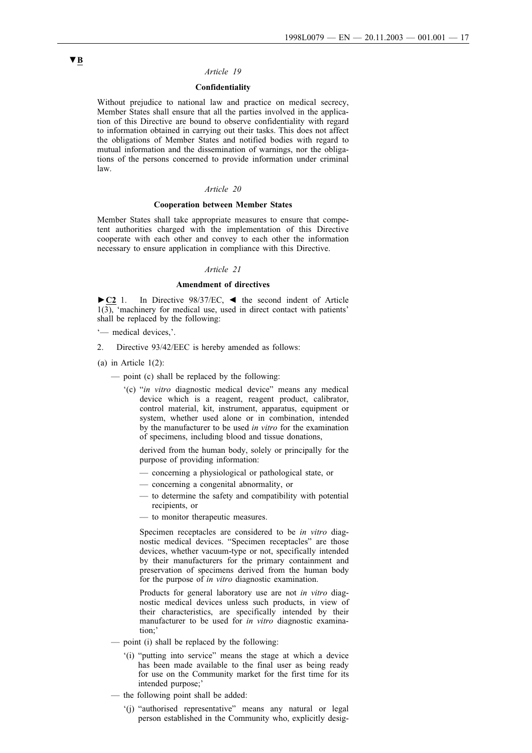▼B

*Article 19*

**Confidentiality**

Without prejudice to national law and practice on medical secrecy, Member States shall ensure that all the parties involved in the application of this Directive are bound to observe confidentiality with regard to information obtained in carrying out their tasks. This does not affect the obligations of Member States and notified bodies with regard to mutual information and the dissemination of warnings, nor the obligations of the persons concerned to provide information under criminal law.

*Article 20*

**Cooperation between Member States**

Member States shall take appropriate measures to ensure that competent authorities charged with the implementation of this Directive cooperate with each other and convey to each other the information necessary to ensure application in compliance with this Directive.

*Article 21*

**Amendment of directives**

►C2 1. In Directive 98/37/EC, ◄ the second indent of Article 1(3), 'machinery for medical use, used in direct contact with patients' shall be replaced by the following:

'— medical devices,'.

2. Directive 93/42/EEC is hereby amended as follows:

(a) in Article 1(2):

— point (c) shall be replaced by the following:

'(c) "*in vitro* diagnostic medical device" means any medical device which is a reagent, reagent product, calibrator, control material, kit, instrument, apparatus, equipment or system, whether used alone or in combination, intended by the manufacturer to be used *in vitro* for the examination of specimens, including blood and tissue donations,

derived from the human body, solely or principally for the purpose of providing information:

— concerning a physiological or pathological state, or

— concerning a congenital abnormality, or

— to determine the safety and compatibility with potential recipients, or

— to monitor therapeutic measures.

Specimen receptacles are considered to be *in vitro* diagnostic medical devices. "Specimen receptacles" are those devices, whether vacuum-type or not, specifically intended by their manufacturers for the primary containment and preservation of specimens derived from the human body for the purpose of *in vitro* diagnostic examination.

Products for general laboratory use are not *in vitro* diagnostic medical devices unless such products, in view of their characteristics, are specifically intended by their manufacturer to be used for *in vitro* diagnostic examination;'

— point (i) shall be replaced by the following:

'(i) "putting into service" means the stage at which a device has been made available to the final user as being ready for use on the Community market for the first time for its intended purpose;'

— the following point shall be added:

'(j) "authorised representative" means any natural or legal person established in the Community who, explicitly desig-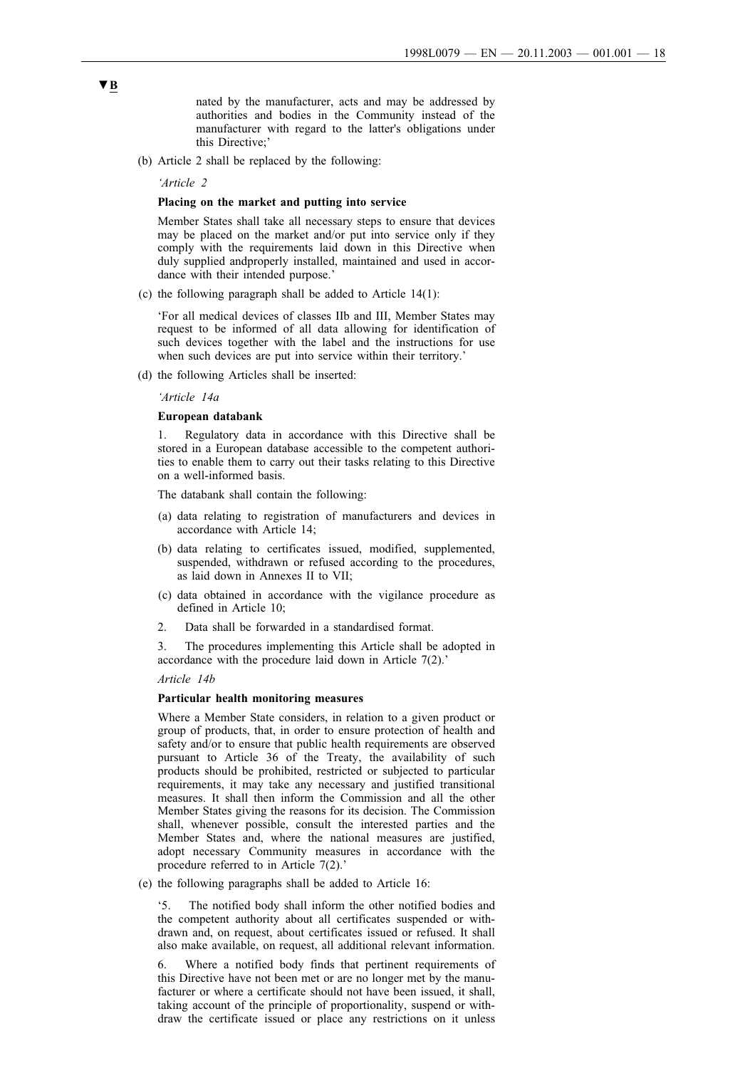▼B

nated by the manufacturer, acts and may be addressed by authorities and bodies in the Community instead of the manufacturer with regard to the latter's obligations under this Directive;'

(b) Article 2 shall be replaced by the following:

*'Article 2*

**Placing on the market and putting into service**

Member States shall take all necessary steps to ensure that devices may be placed on the market and/or put into service only if they comply with the requirements laid down in this Directive when duly supplied andproperly installed, maintained and used in accordance with their intended purpose.'

(c) the following paragraph shall be added to Article 14(1):

'For all medical devices of classes IIb and III, Member States may request to be informed of all data allowing for identification of such devices together with the label and the instructions for use when such devices are put into service within their territory.'

(d) the following Articles shall be inserted:

*'Article 14a*

**European databank**

1. Regulatory data in accordance with this Directive shall be stored in a European database accessible to the competent authorities to enable them to carry out their tasks relating to this Directive on a well-informed basis.

The databank shall contain the following:

(a) data relating to registration of manufacturers and devices in accordance with Article 14;

(b) data relating to certificates issued, modified, supplemented, suspended, withdrawn or refused according to the procedures, as laid down in Annexes II to VII;

(c) data obtained in accordance with the vigilance procedure as defined in Article 10;

2. Data shall be forwarded in a standardised format.

3. The procedures implementing this Article shall be adopted in accordance with the procedure laid down in Article 7(2).'

*Article 14b*

**Particular health monitoring measures**

Where a Member State considers, in relation to a given product or group of products, that, in order to ensure protection of health and safety and/or to ensure that public health requirements are observed pursuant to Article 36 of the Treaty, the availability of such products should be prohibited, restricted or subjected to particular requirements, it may take any necessary and justified transitional measures. It shall then inform the Commission and all the other Member States giving the reasons for its decision. The Commission shall, whenever possible, consult the interested parties and the Member States and, where the national measures are justified, adopt necessary Community measures in accordance with the procedure referred to in Article 7(2).'

(e) the following paragraphs shall be added to Article 16:

'5. The notified body shall inform the other notified bodies and the competent authority about all certificates suspended or withdrawn and, on request, about certificates issued or refused. It shall also make available, on request, all additional relevant information.

6. Where a notified body finds that pertinent requirements of this Directive have not been met or are no longer met by the manufacturer or where a certificate should not have been issued, it shall, taking account of the principle of proportionality, suspend or withdraw the certificate issued or place any restrictions on it unless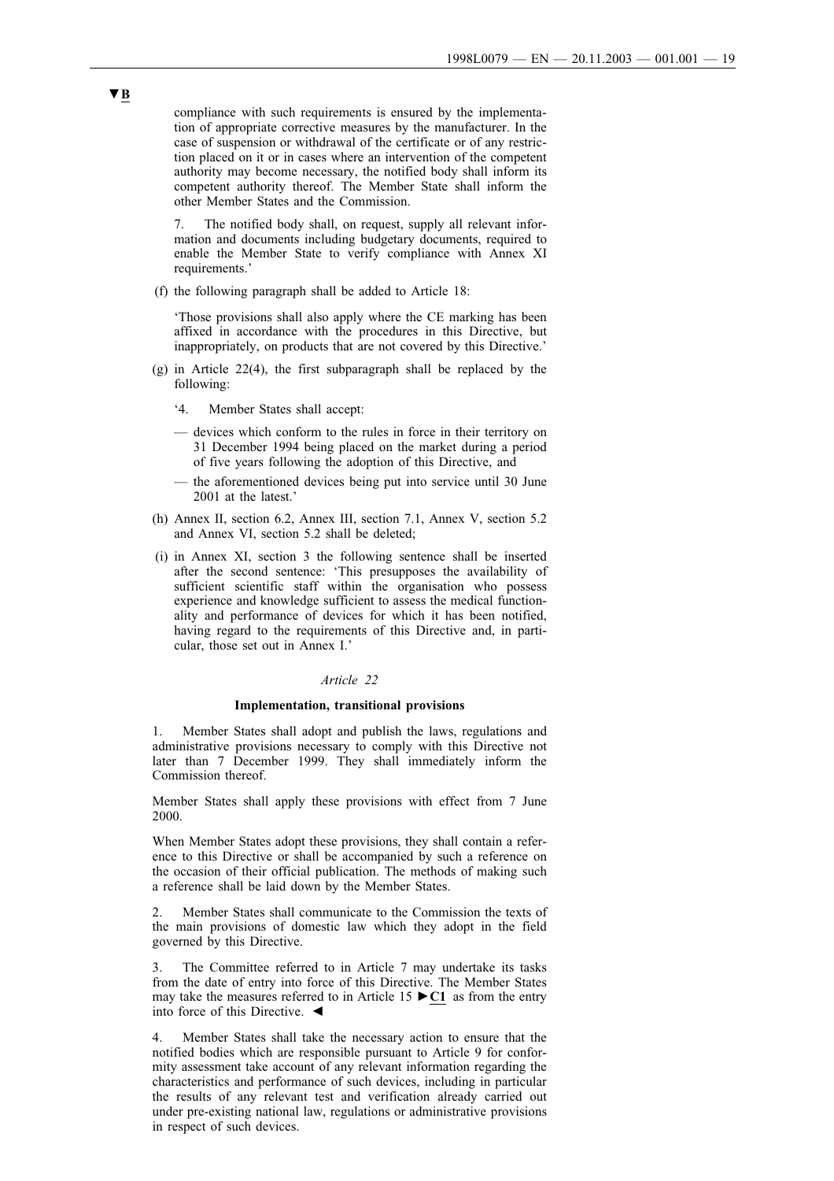▼B

compliance with such requirements is ensured by the implementation of appropriate corrective measures by the manufacturer. In the case of suspension or withdrawal of the certificate or of any restriction placed on it or in cases where an intervention of the competent authority may become necessary, the notified body shall inform its competent authority thereof. The Member State shall inform the other Member States and the Commission.

7. The notified body shall, on request, supply all relevant information and documents including budgetary documents, required to enable the Member State to verify compliance with Annex XI requirements.'

(f) the following paragraph shall be added to Article 18:

'Those provisions shall also apply where the CE marking has been affixed in accordance with the procedures in this Directive, but inappropriately, on products that are not covered by this Directive.'

(g) in Article 22(4), the first subparagraph shall be replaced by the following:

'4. Member States shall accept:

— devices which conform to the rules in force in their territory on 31 December 1994 being placed on the market during a period of five years following the adoption of this Directive, and

— the aforementioned devices being put into service until 30 June 2001 at the latest.'

(h) Annex II, section 6.2, Annex III, section 7.1, Annex V, section 5.2 and Annex VI, section 5.2 shall be deleted;

(i) in Annex XI, section 3 the following sentence shall be inserted after the second sentence: 'This presupposes the availability of sufficient scientific staff within the organisation who possess experience and knowledge sufficient to assess the medical functionality and performance of devices for which it has been notified, having regard to the requirements of this Directive and, in particular, those set out in Annex I.'

*Article 22*

**Implementation, transitional provisions**

1. Member States shall adopt and publish the laws, regulations and administrative provisions necessary to comply with this Directive not later than 7 December 1999. They shall immediately inform the Commission thereof.

Member States shall apply these provisions with effect from 7 June 2000.

When Member States adopt these provisions, they shall contain a reference to this Directive or shall be accompanied by such a reference on the occasion of their official publication. The methods of making such a reference shall be laid down by the Member States.

2. Member States shall communicate to the Commission the texts of the main provisions of domestic law which they adopt in the field governed by this Directive.

3. The Committee referred to in Article 7 may undertake its tasks from the date of entry into force of this Directive. The Member States may take the measures referred to in Article 15 ►C1 as from the entry into force of this Directive. ◄

4. Member States shall take the necessary action to ensure that the notified bodies which are responsible pursuant to Article 9 for conformity assessment take account of any relevant information regarding the characteristics and performance of such devices, including in particular the results of any relevant test and verification already carried out under pre-existing national law, regulations or administrative provisions in respect of such devices.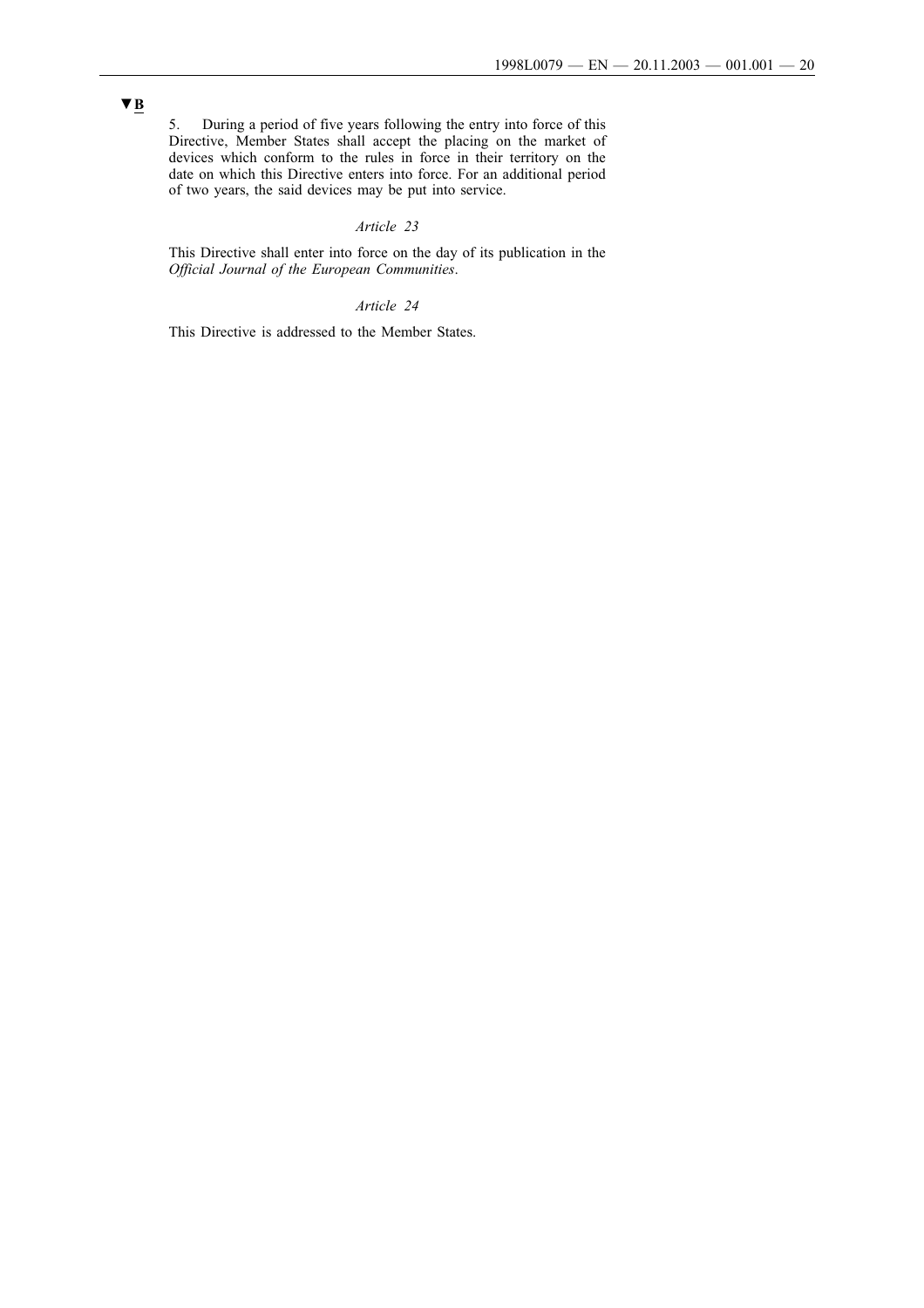▼B

5. During a period of five years following the entry into force of this Directive, Member States shall accept the placing on the market of devices which conform to the rules in force in their territory on the date on which this Directive enters into force. For an additional period of two years, the said devices may be put into service.

*Article 23*

This Directive shall enter into force on the day of its publication in the *Official Journal of the European Communities*.

*Article 24*

This Directive is addressed to the Member States.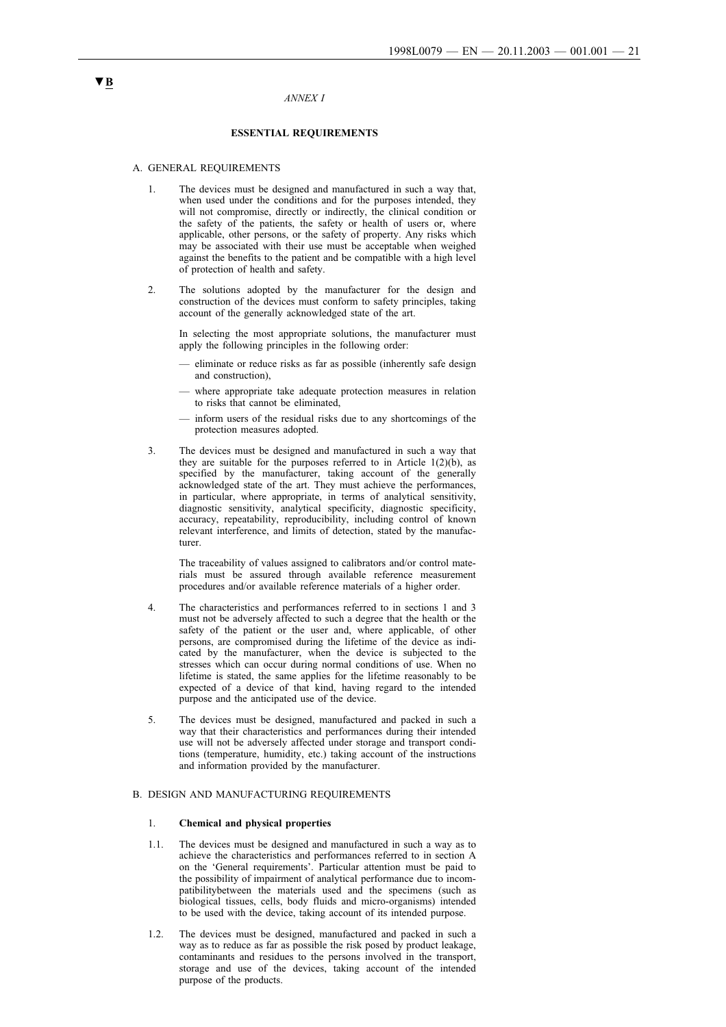▼B

*ANNEX I*

**ESSENTIAL REQUIREMENTS**

A. GENERAL REQUIREMENTS

1. The devices must be designed and manufactured in such a way that, when used under the conditions and for the purposes intended, they will not compromise, directly or indirectly, the clinical condition or the safety of the patients, the safety or health of users or, where applicable, other persons, or the safety of property. Any risks which may be associated with their use must be acceptable when weighed against the benefits to the patient and be compatible with a high level of protection of health and safety.

2. The solutions adopted by the manufacturer for the design and construction of the devices must conform to safety principles, taking account of the generally acknowledged state of the art.

   In selecting the most appropriate solutions, the manufacturer must apply the following principles in the following order:

   — eliminate or reduce risks as far as possible (inherently safe design and construction),

   — where appropriate take adequate protection measures in relation to risks that cannot be eliminated,

   — inform users of the residual risks due to any shortcomings of the protection measures adopted.

3. The devices must be designed and manufactured in such a way that they are suitable for the purposes referred to in Article 1(2)(b), as specified by the manufacturer, taking account of the generally acknowledged state of the art. They must achieve the performances, in particular, where appropriate, in terms of analytical sensitivity, diagnostic sensitivity, analytical specificity, diagnostic specificity, accuracy, repeatability, reproducibility, including control of known relevant interference, and limits of detection, stated by the manufacturer.

   The traceability of values assigned to calibrators and/or control materials must be assured through available reference measurement procedures and/or available reference materials of a higher order.

4. The characteristics and performances referred to in sections 1 and 3 must not be adversely affected to such a degree that the health or the safety of the patient or the user and, where applicable, of other persons, are compromised during the lifetime of the device as indicated by the manufacturer, when the device is subjected to the stresses which can occur during normal conditions of use. When no lifetime is stated, the same applies for the lifetime reasonably to be expected of a device of that kind, having regard to the intended purpose and the anticipated use of the device.

5. The devices must be designed, manufactured and packed in such a way that their characteristics and performances during their intended use will not be adversely affected under storage and transport conditions (temperature, humidity, etc.) taking account of the instructions and information provided by the manufacturer.

B. DESIGN AND MANUFACTURING REQUIREMENTS

1. **Chemical and physical properties**

1.1. The devices must be designed and manufactured in such a way as to achieve the characteristics and performances referred to in section A on the 'General requirements'. Particular attention must be paid to the possibility of impairment of analytical performance due to incompatibilitybetween the materials used and the specimens (such as biological tissues, cells, body fluids and micro-organisms) intended to be used with the device, taking account of its intended purpose.

1.2. The devices must be designed, manufactured and packed in such a way as to reduce as far as possible the risk posed by product leakage, contaminants and residues to the persons involved in the transport, storage and use of the devices, taking account of the intended purpose of the products.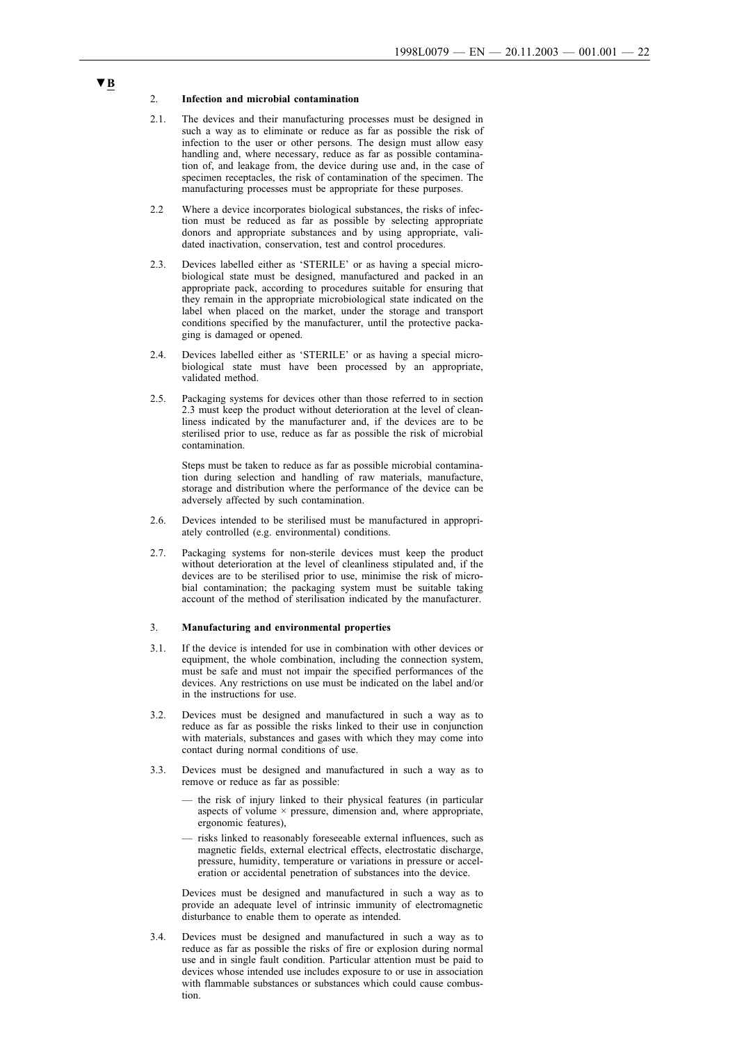▼B

2. **Infection and microbial contamination**

2.1. The devices and their manufacturing processes must be designed in such a way as to eliminate or reduce as far as possible the risk of infection to the user or other persons. The design must allow easy handling and, where necessary, reduce as far as possible contamination of, and leakage from, the device during use and, in the case of specimen receptacles, the risk of contamination of the specimen. The manufacturing processes must be appropriate for these purposes.

2.2 Where a device incorporates biological substances, the risks of infection must be reduced as far as possible by selecting appropriate donors and appropriate substances and by using appropriate, validated inactivation, conservation, test and control procedures.

2.3. Devices labelled either as 'STERILE' or as having a special microbiological state must be designed, manufactured and packed in an appropriate pack, according to procedures suitable for ensuring that they remain in the appropriate microbiological state indicated on the label when placed on the market, under the storage and transport conditions specified by the manufacturer, until the protective packaging is damaged or opened.

2.4. Devices labelled either as 'STERILE' or as having a special microbiological state must have been processed by an appropriate, validated method.

2.5. Packaging systems for devices other than those referred to in section 2.3 must keep the product without deterioration at the level of cleanliness indicated by the manufacturer and, if the devices are to be sterilised prior to use, reduce as far as possible the risk of microbial contamination.

Steps must be taken to reduce as far as possible microbial contamination during selection and handling of raw materials, manufacture, storage and distribution where the performance of the device can be adversely affected by such contamination.

2.6. Devices intended to be sterilised must be manufactured in appropriately controlled (e.g. environmental) conditions.

2.7. Packaging systems for non-sterile devices must keep the product without deterioration at the level of cleanliness stipulated and, if the devices are to be sterilised prior to use, minimise the risk of microbial contamination; the packaging system must be suitable taking account of the method of sterilisation indicated by the manufacturer.

3. **Manufacturing and environmental properties**

3.1. If the device is intended for use in combination with other devices or equipment, the whole combination, including the connection system, must be safe and must not impair the specified performances of the devices. Any restrictions on use must be indicated on the label and/or in the instructions for use.

3.2. Devices must be designed and manufactured in such a way as to reduce as far as possible the risks linked to their use in conjunction with materials, substances and gases with which they may come into contact during normal conditions of use.

3.3. Devices must be designed and manufactured in such a way as to remove or reduce as far as possible:

— the risk of injury linked to their physical features (in particular aspects of volume × pressure, dimension and, where appropriate, ergonomic features),

— risks linked to reasonably foreseeable external influences, such as magnetic fields, external electrical effects, electrostatic discharge, pressure, humidity, temperature or variations in pressure or acceleration or accidental penetration of substances into the device.

Devices must be designed and manufactured in such a way as to provide an adequate level of intrinsic immunity of electromagnetic disturbance to enable them to operate as intended.

3.4. Devices must be designed and manufactured in such a way as to reduce as far as possible the risks of fire or explosion during normal use and in single fault condition. Particular attention must be paid to devices whose intended use includes exposure to or use in association with flammable substances or substances which could cause combustion.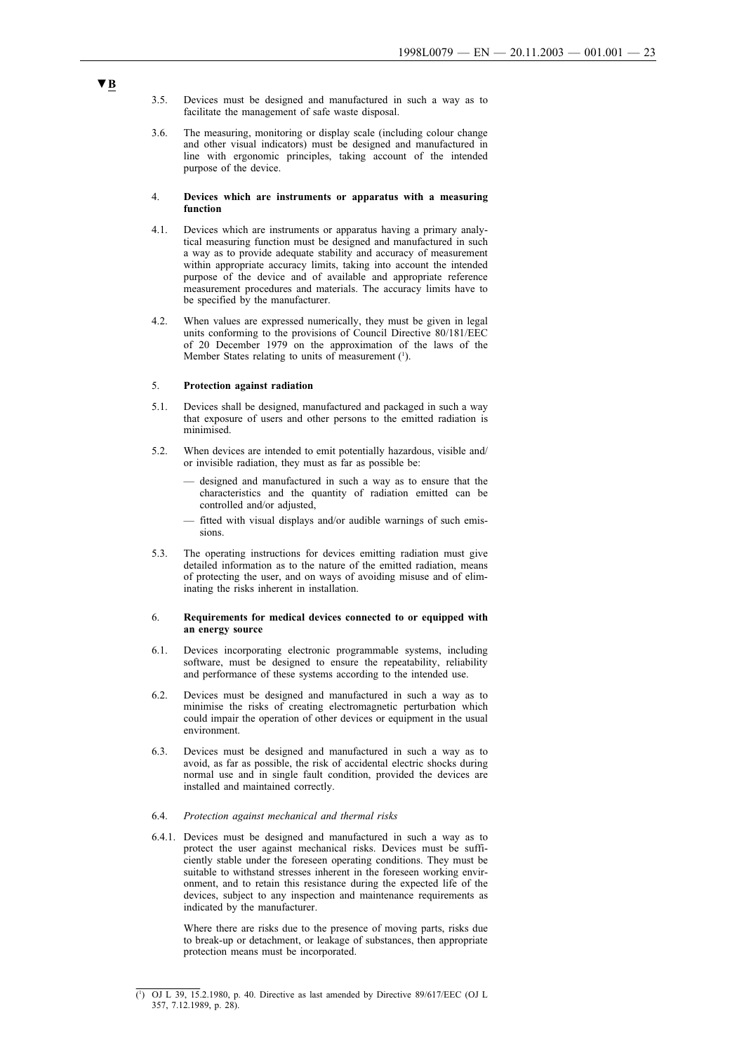▼B

3.5. Devices must be designed and manufactured in such a way as to facilitate the management of safe waste disposal.

3.6. The measuring, monitoring or display scale (including colour change and other visual indicators) must be designed and manufactured in line with ergonomic principles, taking account of the intended purpose of the device.

4. **Devices which are instruments or apparatus with a measuring function**

4.1. Devices which are instruments or apparatus having a primary analytical measuring function must be designed and manufactured in such a way as to provide adequate stability and accuracy of measurement within appropriate accuracy limits, taking into account the intended purpose of the device and of available and appropriate reference measurement procedures and materials. The accuracy limits have to be specified by the manufacturer.

4.2. When values are expressed numerically, they must be given in legal units conforming to the provisions of Council Directive 80/181/EEC of 20 December 1979 on the approximation of the laws of the Member States relating to units of measurement [1].

5. **Protection against radiation**

5.1. Devices shall be designed, manufactured and packaged in such a way that exposure of users and other persons to the emitted radiation is minimised.

5.2. When devices are intended to emit potentially hazardous, visible and/or invisible radiation, they must as far as possible be:

— designed and manufactured in such a way as to ensure that the characteristics and the quantity of radiation emitted can be controlled and/or adjusted,

— fitted with visual displays and/or audible warnings of such emissions.

5.3. The operating instructions for devices emitting radiation must give detailed information as to the nature of the emitted radiation, means of protecting the user, and on ways of avoiding misuse and of eliminating the risks inherent in installation.

6. **Requirements for medical devices connected to or equipped with an energy source**

6.1. Devices incorporating electronic programmable systems, including software, must be designed to ensure the repeatability, reliability and performance of these systems according to the intended use.

6.2. Devices must be designed and manufactured in such a way as to minimise the risks of creating electromagnetic perturbation which could impair the operation of other devices or equipment in the usual environment.

6.3. Devices must be designed and manufactured in such a way as to avoid, as far as possible, the risk of accidental electric shocks during normal use and in single fault condition, provided the devices are installed and maintained correctly.

6.4. *Protection against mechanical and thermal risks*

6.4.1. Devices must be designed and manufactured in such a way as to protect the user against mechanical risks. Devices must be sufficiently stable under the foreseen operating conditions. They must be suitable to withstand stresses inherent in the foreseen working environment, and to retain this resistance during the expected life of the devices, subject to any inspection and maintenance requirements as indicated by the manufacturer.

Where there are risks due to the presence of moving parts, risks due to break-up or detachment, or leakage of substances, then appropriate protection means must be incorporated.

---

[1] OJ L 39, 15.2.1980, p. 40. Directive as last amended by Directive 89/617/EEC (OJ L 357, 7.12.1989, p. 28).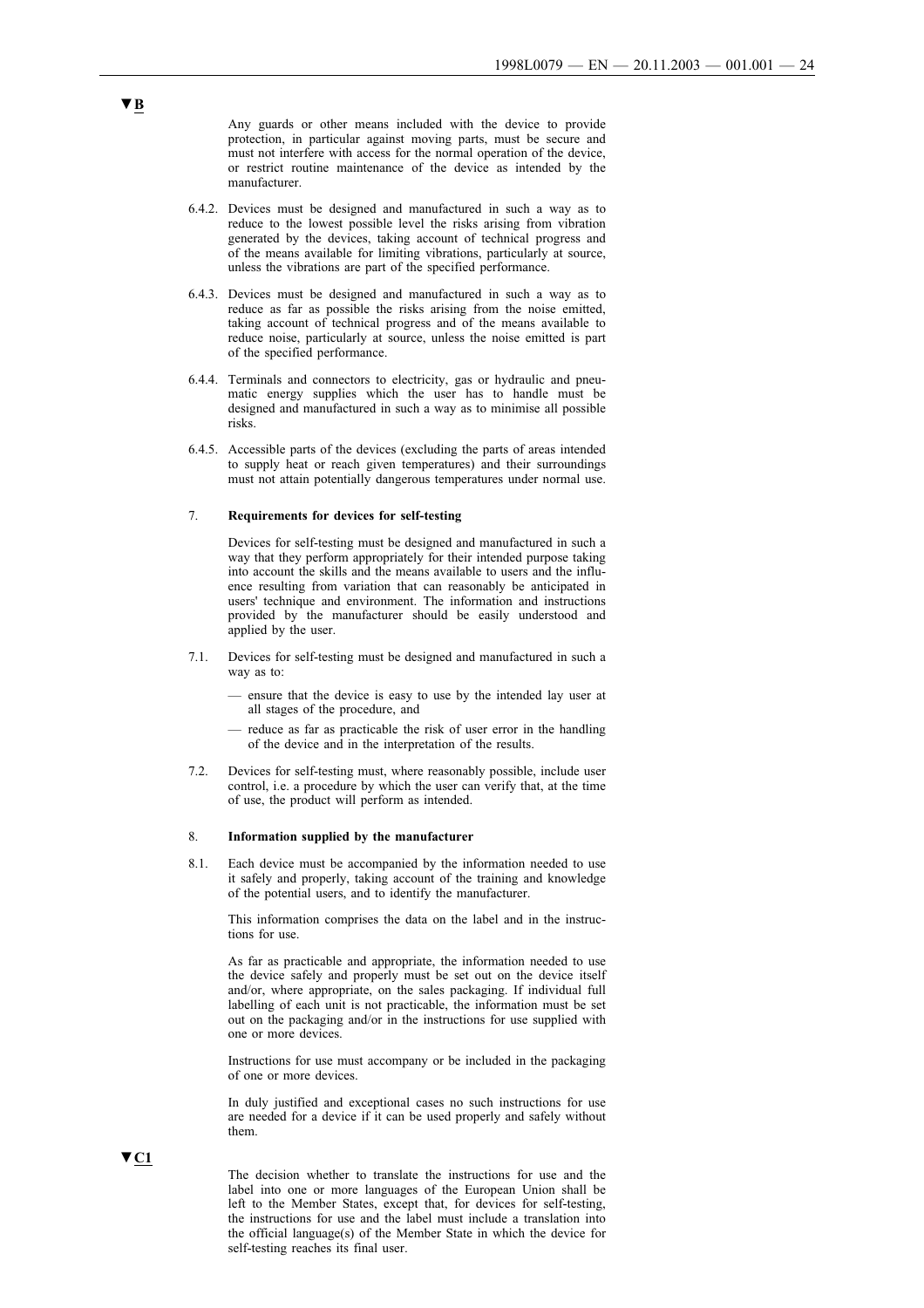▼B

Any guards or other means included with the device to provide protection, in particular against moving parts, must be secure and must not interfere with access for the normal operation of the device, or restrict routine maintenance of the device as intended by the manufacturer.

6.4.2. Devices must be designed and manufactured in such a way as to reduce to the lowest possible level the risks arising from vibration generated by the devices, taking account of technical progress and of the means available for limiting vibrations, particularly at source, unless the vibrations are part of the specified performance.

6.4.3. Devices must be designed and manufactured in such a way as to reduce as far as possible the risks arising from the noise emitted, taking account of technical progress and of the means available to reduce noise, particularly at source, unless the noise emitted is part of the specified performance.

6.4.4. Terminals and connectors to electricity, gas or hydraulic and pneumatic energy supplies which the user has to handle must be designed and manufactured in such a way as to minimise all possible risks.

6.4.5. Accessible parts of the devices (excluding the parts of areas intended to supply heat or reach given temperatures) and their surroundings must not attain potentially dangerous temperatures under normal use.

7. **Requirements for devices for self-testing**

Devices for self-testing must be designed and manufactured in such a way that they perform appropriately for their intended purpose taking into account the skills and the means available to users and the influence resulting from variation that can reasonably be anticipated in users' technique and environment. The information and instructions provided by the manufacturer should be easily understood and applied by the user.

7.1. Devices for self-testing must be designed and manufactured in such a way as to:

— ensure that the device is easy to use by the intended lay user at all stages of the procedure, and

— reduce as far as practicable the risk of user error in the handling of the device and in the interpretation of the results.

7.2. Devices for self-testing must, where reasonably possible, include user control, i.e. a procedure by which the user can verify that, at the time of use, the product will perform as intended.

8. **Information supplied by the manufacturer**

8.1. Each device must be accompanied by the information needed to use it safely and properly, taking account of the training and knowledge of the potential users, and to identify the manufacturer.

This information comprises the data on the label and in the instructions for use.

As far as practicable and appropriate, the information needed to use the device safely and properly must be set out on the device itself and/or, where appropriate, on the sales packaging. If individual full labelling of each unit is not practicable, the information must be set out on the packaging and/or in the instructions for use supplied with one or more devices.

Instructions for use must accompany or be included in the packaging of one or more devices.

In duly justified and exceptional cases no such instructions for use are needed for a device if it can be used properly and safely without them.

▼C1

The decision whether to translate the instructions for use and the label into one or more languages of the European Union shall be left to the Member States, except that, for devices for self-testing, the instructions for use and the label must include a translation into the official language(s) of the Member State in which the device for self-testing reaches its final user.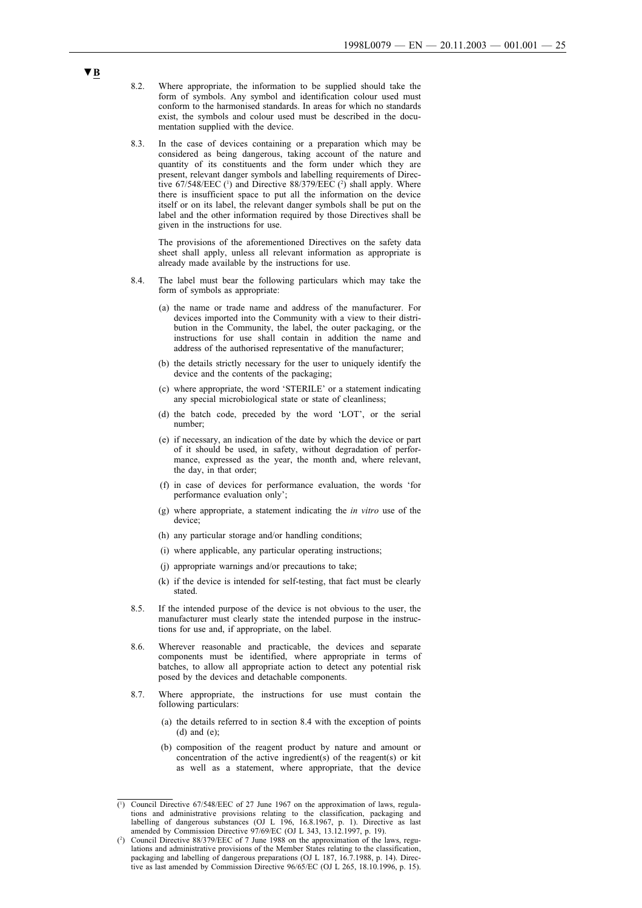▼B

8.2. Where appropriate, the information to be supplied should take the form of symbols. Any symbol and identification colour used must conform to the harmonised standards. In areas for which no standards exist, the symbols and colour used must be described in the documentation supplied with the device.

8.3. In the case of devices containing or a preparation which may be considered as being dangerous, taking account of the nature and quantity of its constituents and the form under which they are present, relevant danger symbols and labelling requirements of Directive 67/548/EEC [1] and Directive 88/379/EEC [2] shall apply. Where there is insufficient space to put all the information on the device itself or on its label, the relevant danger symbols shall be put on the label and the other information required by those Directives shall be given in the instructions for use.

The provisions of the aforementioned Directives on the safety data sheet shall apply, unless all relevant information as appropriate is already made available by the instructions for use.

8.4. The label must bear the following particulars which may take the form of symbols as appropriate:

(a) the name or trade name and address of the manufacturer. For devices imported into the Community with a view to their distribution in the Community, the label, the outer packaging, or the instructions for use shall contain in addition the name and address of the authorised representative of the manufacturer;

(b) the details strictly necessary for the user to uniquely identify the device and the contents of the packaging;

(c) where appropriate, the word 'STERILE' or a statement indicating any special microbiological state or state of cleanliness;

(d) the batch code, preceded by the word 'LOT', or the serial number;

(e) if necessary, an indication of the date by which the device or part of it should be used, in safety, without degradation of performance, expressed as the year, the month and, where relevant, the day, in that order;

(f) in case of devices for performance evaluation, the words 'for performance evaluation only';

(g) where appropriate, a statement indicating the *in vitro* use of the device;

(h) any particular storage and/or handling conditions;

(i) where applicable, any particular operating instructions;

(j) appropriate warnings and/or precautions to take;

(k) if the device is intended for self-testing, that fact must be clearly stated.

8.5. If the intended purpose of the device is not obvious to the user, the manufacturer must clearly state the intended purpose in the instructions for use and, if appropriate, on the label.

8.6. Wherever reasonable and practicable, the devices and separate components must be identified, where appropriate in terms of batches, to allow all appropriate action to detect any potential risk posed by the devices and detachable components.

8.7. Where appropriate, the instructions for use must contain the following particulars:

(a) the details referred to in section 8.4 with the exception of points (d) and (e);

(b) composition of the reagent product by nature and amount or concentration of the active ingredient(s) of the reagent(s) or kit as well as a statement, where appropriate, that the device

---

[1] Council Directive 67/548/EEC of 27 June 1967 on the approximation of laws, regulations and administrative provisions relating to the classification, packaging and labelling of dangerous substances (OJ L 196, 16.8.1967, p. 1). Directive as last amended by Commission Directive 97/69/EC (OJ L 343, 13.12.1997, p. 19).

[2] Council Directive 88/379/EEC of 7 June 1988 on the approximation of the laws, regulations and administrative provisions of the Member States relating to the classification, packaging and labelling of dangerous preparations (OJ L 187, 16.7.1988, p. 14). Directive as last amended by Commission Directive 96/65/EC (OJ L 265, 18.10.1996, p. 15).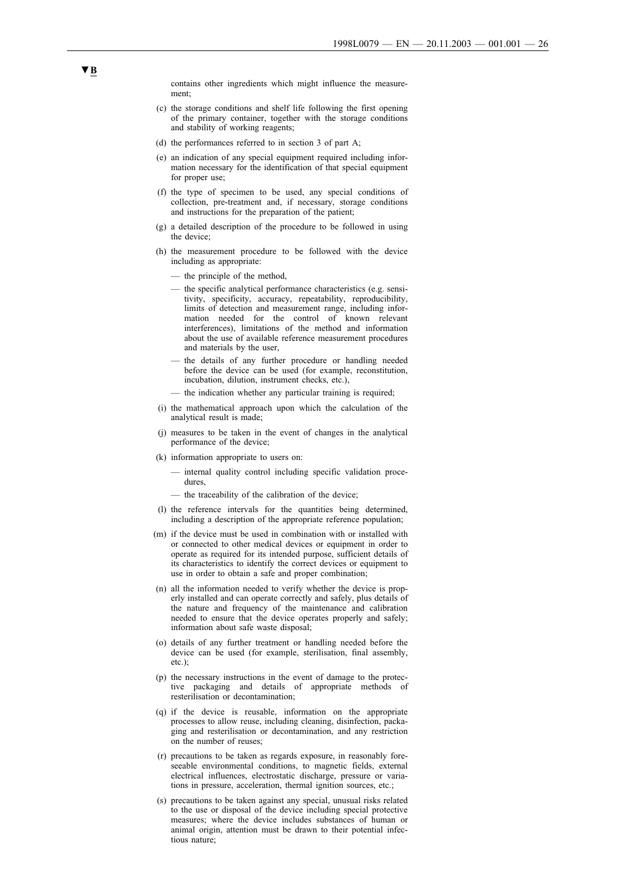▼B

contains other ingredients which might influence the measurement;

(c) the storage conditions and shelf life following the first opening of the primary container, together with the storage conditions and stability of working reagents;

(d) the performances referred to in section 3 of part A;

(e) an indication of any special equipment required including information necessary for the identification of that special equipment for proper use;

(f) the type of specimen to be used, any special conditions of collection, pre-treatment and, if necessary, storage conditions and instructions for the preparation of the patient;

(g) a detailed description of the procedure to be followed in using the device;

(h) the measurement procedure to be followed with the device including as appropriate:

— the principle of the method,

— the specific analytical performance characteristics (e.g. sensitivity, specificity, accuracy, repeatability, reproducibility, limits of detection and measurement range, including information needed for the control of known relevant interferences), limitations of the method and information about the use of available reference measurement procedures and materials by the user,

— the details of any further procedure or handling needed before the device can be used (for example, reconstitution, incubation, dilution, instrument checks, etc.),

— the indication whether any particular training is required;

(i) the mathematical approach upon which the calculation of the analytical result is made;

(j) measures to be taken in the event of changes in the analytical performance of the device;

(k) information appropriate to users on:

— internal quality control including specific validation procedures,

— the traceability of the calibration of the device;

(l) the reference intervals for the quantities being determined, including a description of the appropriate reference population;

(m) if the device must be used in combination with or installed with or connected to other medical devices or equipment in order to operate as required for its intended purpose, sufficient details of its characteristics to identify the correct devices or equipment to use in order to obtain a safe and proper combination;

(n) all the information needed to verify whether the device is properly installed and can operate correctly and safely, plus details of the nature and frequency of the maintenance and calibration needed to ensure that the device operates properly and safely; information about safe waste disposal;

(o) details of any further treatment or handling needed before the device can be used (for example, sterilisation, final assembly, etc.);

(p) the necessary instructions in the event of damage to the protective packaging and details of appropriate methods of resterilisation or decontamination;

(q) if the device is reusable, information on the appropriate processes to allow reuse, including cleaning, disinfection, packaging and resterilisation or decontamination, and any restriction on the number of reuses;

(r) precautions to be taken as regards exposure, in reasonably foreseeable environmental conditions, to magnetic fields, external electrical influences, electrostatic discharge, pressure or variations in pressure, acceleration, thermal ignition sources, etc.;

(s) precautions to be taken against any special, unusual risks related to the use or disposal of the device including special protective measures; where the device includes substances of human or animal origin, attention must be drawn to their potential infectious nature;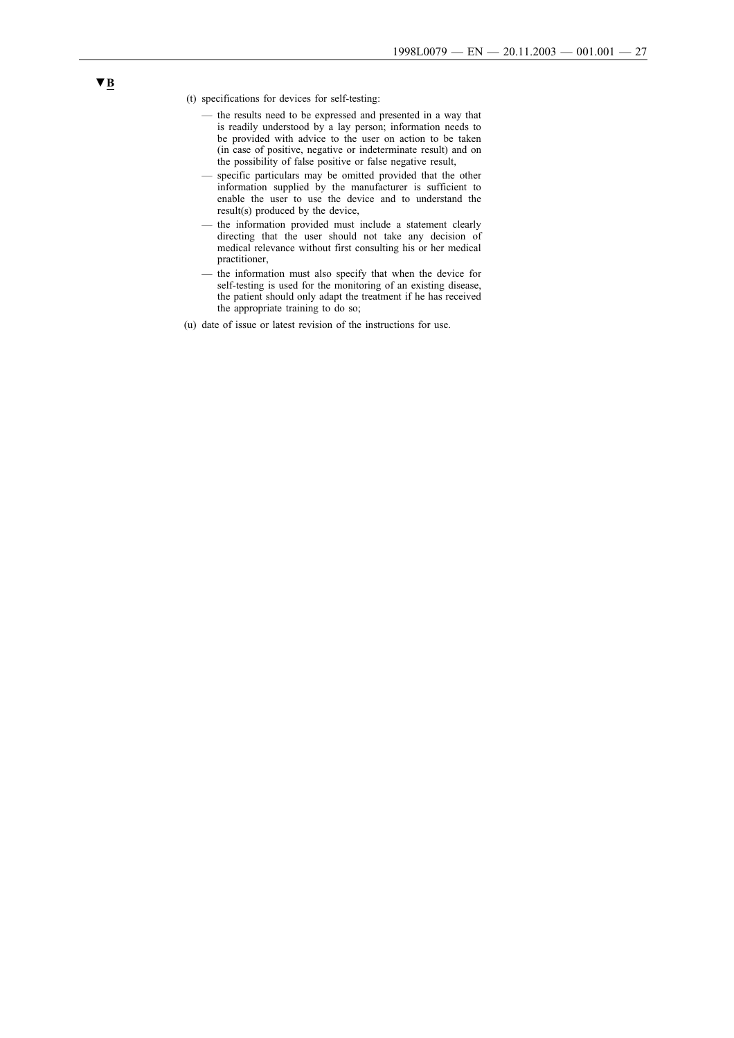▼B

(t) specifications for devices for self-testing:

- the results need to be expressed and presented in a way that is readily understood by a lay person; information needs to be provided with advice to the user on action to be taken (in case of positive, negative or indeterminate result) and on the possibility of false positive or false negative result,
- specific particulars may be omitted provided that the other information supplied by the manufacturer is sufficient to enable the user to use the device and to understand the result(s) produced by the device,
- the information provided must include a statement clearly directing that the user should not take any decision of medical relevance without first consulting his or her medical practitioner,
- the information must also specify that when the device for self-testing is used for the monitoring of an existing disease, the patient should only adapt the treatment if he has received the appropriate training to do so;

(u) date of issue or latest revision of the instructions for use.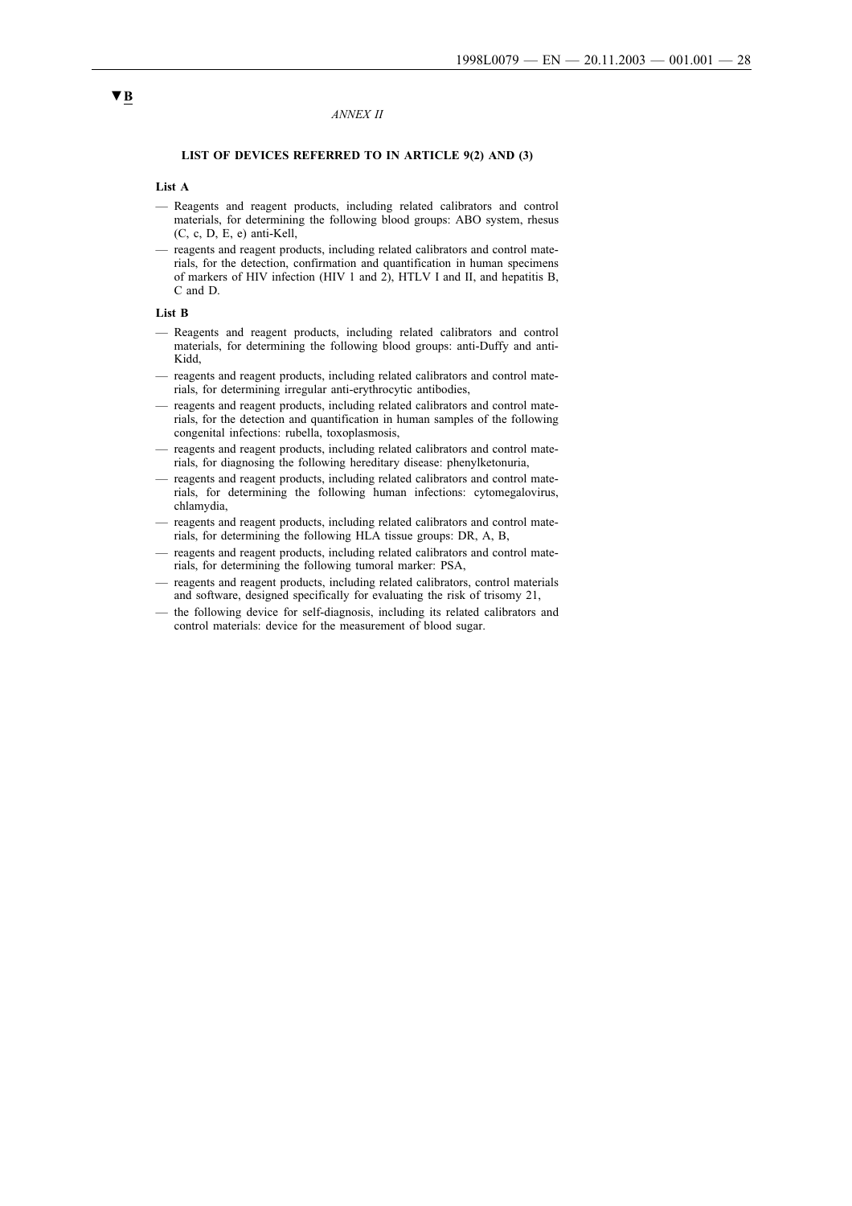▼B

*ANNEX II*

**LIST OF DEVICES REFERRED TO IN ARTICLE 9(2) AND (3)**

**List A**

- Reagents and reagent products, including related calibrators and control materials, for determining the following blood groups: ABO system, rhesus (C, c, D, E, e) anti-Kell,
- reagents and reagent products, including related calibrators and control materials, for the detection, confirmation and quantification in human specimens of markers of HIV infection (HIV 1 and 2), HTLV I and II, and hepatitis B, C and D.

**List B**

- Reagents and reagent products, including related calibrators and control materials, for determining the following blood groups: anti-Duffy and anti-Kidd,
- reagents and reagent products, including related calibrators and control materials, for determining irregular anti-erythrocytic antibodies,
- reagents and reagent products, including related calibrators and control materials, for the detection and quantification in human samples of the following congenital infections: rubella, toxoplasmosis,
- reagents and reagent products, including related calibrators and control materials, for diagnosing the following hereditary disease: phenylketonuria,
- reagents and reagent products, including related calibrators and control materials, for determining the following human infections: cytomegalovirus, chlamydia,
- reagents and reagent products, including related calibrators and control materials, for determining the following HLA tissue groups: DR, A, B,
- reagents and reagent products, including related calibrators and control materials, for determining the following tumoral marker: PSA,
- reagents and reagent products, including related calibrators, control materials and software, designed specifically for evaluating the risk of trisomy 21,
- the following device for self-diagnosis, including its related calibrators and control materials: device for the measurement of blood sugar.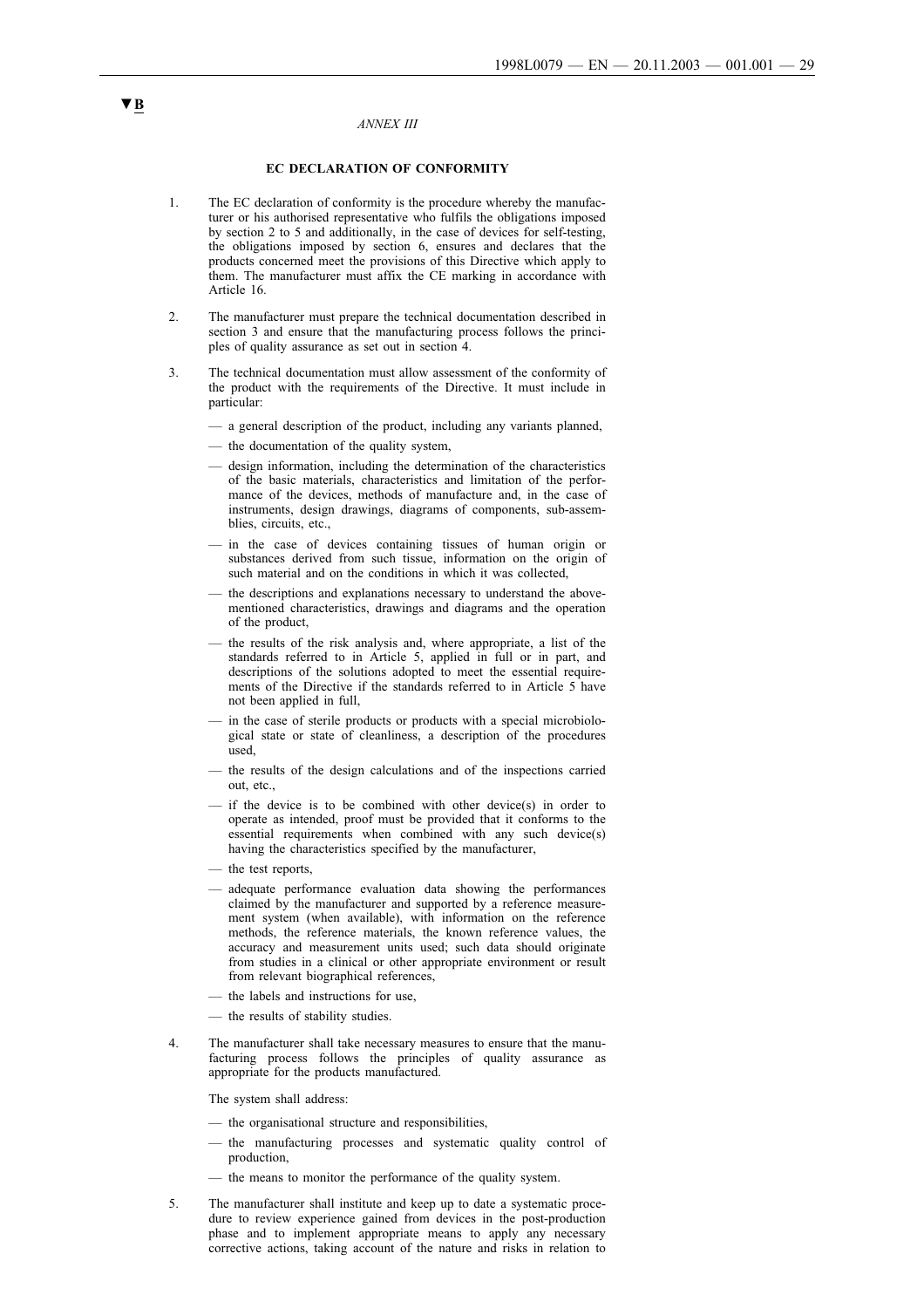▼B

*ANNEX III*

**EC DECLARATION OF CONFORMITY**

1. The EC declaration of conformity is the procedure whereby the manufacturer or his authorised representative who fulfils the obligations imposed by section 2 to 5 and additionally, in the case of devices for self-testing, the obligations imposed by section 6, ensures and declares that the products concerned meet the provisions of this Directive which apply to them. The manufacturer must affix the CE marking in accordance with Article 16.

2. The manufacturer must prepare the technical documentation described in section 3 and ensure that the manufacturing process follows the principles of quality assurance as set out in section 4.

3. The technical documentation must allow assessment of the conformity of the product with the requirements of the Directive. It must include in particular:

   — a general description of the product, including any variants planned,

   — the documentation of the quality system,

   — design information, including the determination of the characteristics of the basic materials, characteristics and limitation of the performance of the devices, methods of manufacture and, in the case of instruments, design drawings, diagrams of components, sub-assemblies, circuits, etc.,

   — in the case of devices containing tissues of human origin or substances derived from such tissue, information on the origin of such material and on the conditions in which it was collected,

   — the descriptions and explanations necessary to understand the above-mentioned characteristics, drawings and diagrams and the operation of the product,

   — the results of the risk analysis and, where appropriate, a list of the standards referred to in Article 5, applied in full or in part, and descriptions of the solutions adopted to meet the essential requirements of the Directive if the standards referred to in Article 5 have not been applied in full,

   — in the case of sterile products or products with a special microbiological state or state of cleanliness, a description of the procedures used,

   — the results of the design calculations and of the inspections carried out, etc.,

   — if the device is to be combined with other device(s) in order to operate as intended, proof must be provided that it conforms to the essential requirements when combined with any such device(s) having the characteristics specified by the manufacturer,

   — the test reports,

   — adequate performance evaluation data showing the performances claimed by the manufacturer and supported by a reference measurement system (when available), with information on the reference methods, the reference materials, the known reference values, the accuracy and measurement units used; such data should originate from studies in a clinical or other appropriate environment or result from relevant biographical references,

   — the labels and instructions for use,

   — the results of stability studies.

4. The manufacturer shall take necessary measures to ensure that the manufacturing process follows the principles of quality assurance as appropriate for the products manufactured.

   The system shall address:

   — the organisational structure and responsibilities,

   — the manufacturing processes and systematic quality control of production,

   — the means to monitor the performance of the quality system.

5. The manufacturer shall institute and keep up to date a systematic procedure to review experience gained from devices in the post-production phase and to implement appropriate means to apply any necessary corrective actions, taking account of the nature and risks in relation to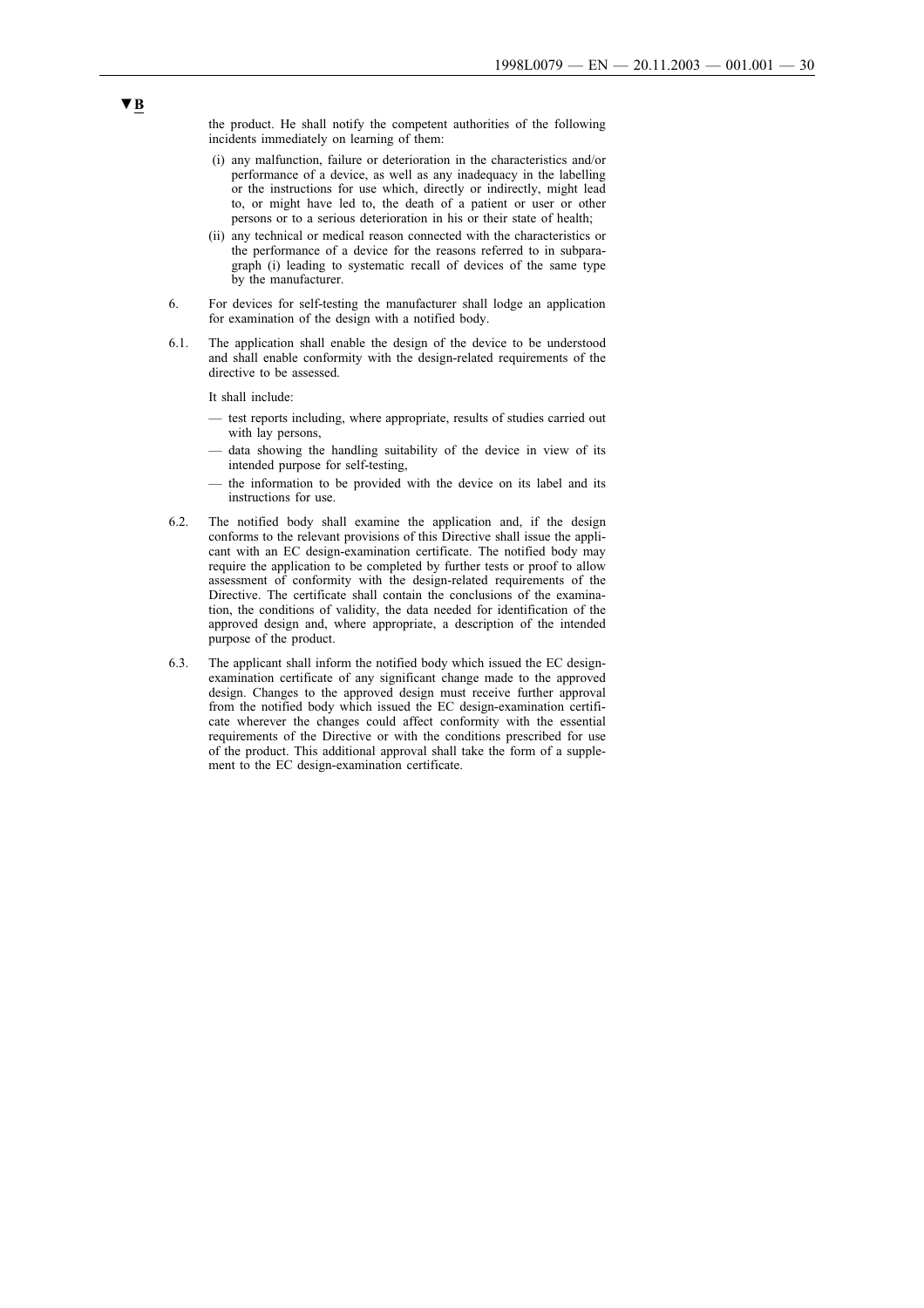▼B

the product. He shall notify the competent authorities of the following incidents immediately on learning of them:

(i) any malfunction, failure or deterioration in the characteristics and/or performance of a device, as well as any inadequacy in the labelling or the instructions for use which, directly or indirectly, might lead to, or might have led to, the death of a patient or user or other persons or to a serious deterioration in his or their state of health;

(ii) any technical or medical reason connected with the characteristics or the performance of a device for the reasons referred to in subparagraph (i) leading to systematic recall of devices of the same type by the manufacturer.

6. For devices for self-testing the manufacturer shall lodge an application for examination of the design with a notified body.

6.1. The application shall enable the design of the device to be understood and shall enable conformity with the design-related requirements of the directive to be assessed.

It shall include:

— test reports including, where appropriate, results of studies carried out with lay persons,

— data showing the handling suitability of the device in view of its intended purpose for self-testing,

— the information to be provided with the device on its label and its instructions for use.

6.2. The notified body shall examine the application and, if the design conforms to the relevant provisions of this Directive shall issue the applicant with an EC design-examination certificate. The notified body may require the application to be completed by further tests or proof to allow assessment of conformity with the design-related requirements of the Directive. The certificate shall contain the conclusions of the examination, the conditions of validity, the data needed for identification of the approved design and, where appropriate, a description of the intended purpose of the product.

6.3. The applicant shall inform the notified body which issued the EC design-examination certificate of any significant change made to the approved design. Changes to the approved design must receive further approval from the notified body which issued the EC design-examination certificate wherever the changes could affect conformity with the essential requirements of the Directive or with the conditions prescribed for use of the product. This additional approval shall take the form of a supplement to the EC design-examination certificate.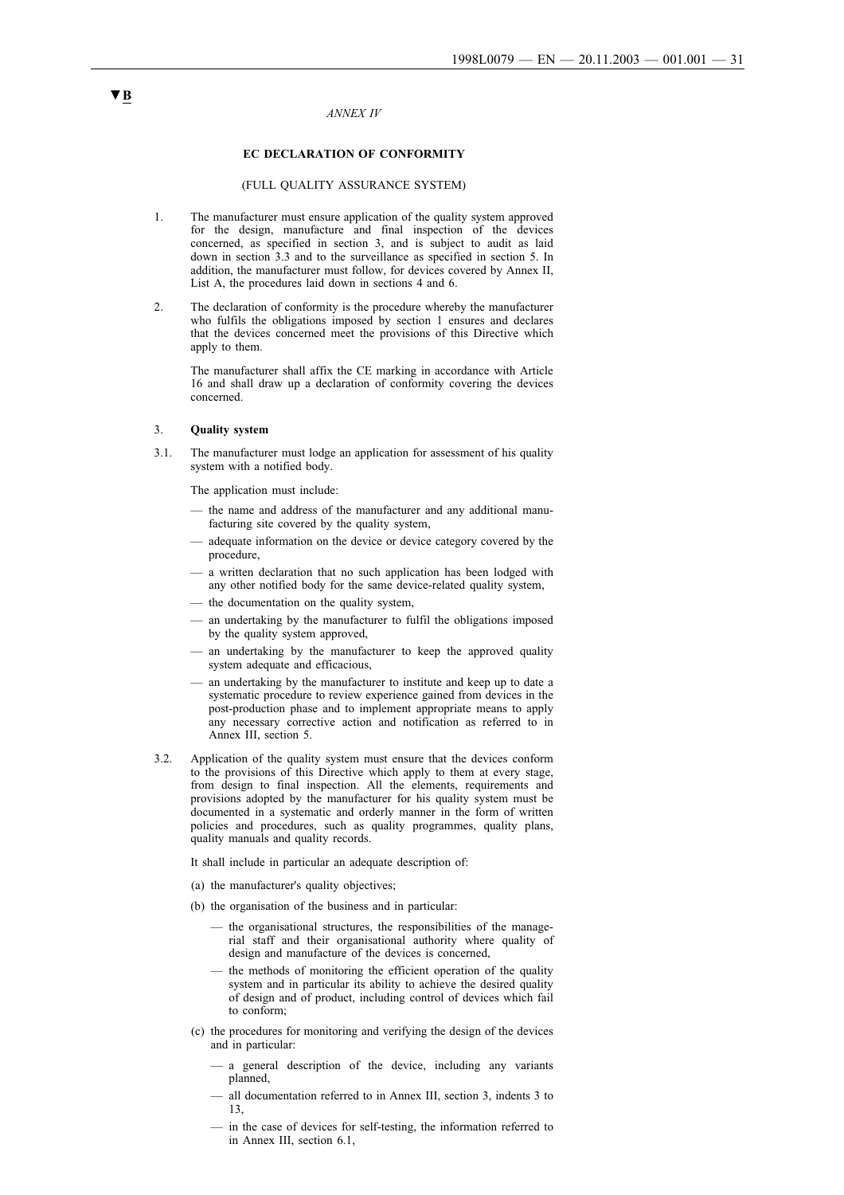▼B

*ANNEX IV*

**EC DECLARATION OF CONFORMITY**

(FULL QUALITY ASSURANCE SYSTEM)

1. The manufacturer must ensure application of the quality system approved for the design, manufacture and final inspection of the devices concerned, as specified in section 3, and is subject to audit as laid down in section 3.3 and to the surveillance as specified in section 5. In addition, the manufacturer must follow, for devices covered by Annex II, List A, the procedures laid down in sections 4 and 6.

2. The declaration of conformity is the procedure whereby the manufacturer who fulfils the obligations imposed by section 1 ensures and declares that the devices concerned meet the provisions of this Directive which apply to them.

   The manufacturer shall affix the CE marking in accordance with Article 16 and shall draw up a declaration of conformity covering the devices concerned.

3. **Quality system**

3.1. The manufacturer must lodge an application for assessment of his quality system with a notified body.

   The application must include:

   — the name and address of the manufacturer and any additional manufacturing site covered by the quality system,

   — adequate information on the device or device category covered by the procedure,

   — a written declaration that no such application has been lodged with any other notified body for the same device-related quality system,

   — the documentation on the quality system,

   — an undertaking by the manufacturer to fulfil the obligations imposed by the quality system approved,

   — an undertaking by the manufacturer to keep the approved quality system adequate and efficacious,

   — an undertaking by the manufacturer to institute and keep up to date a systematic procedure to review experience gained from devices in the post-production phase and to implement appropriate means to apply any necessary corrective action and notification as referred to in Annex III, section 5.

3.2. Application of the quality system must ensure that the devices conform to the provisions of this Directive which apply to them at every stage, from design to final inspection. All the elements, requirements and provisions adopted by the manufacturer for his quality system must be documented in a systematic and orderly manner in the form of written policies and procedures, such as quality programmes, quality plans, quality manuals and quality records.

   It shall include in particular an adequate description of:

   (a) the manufacturer's quality objectives;

   (b) the organisation of the business and in particular:

      — the organisational structures, the responsibilities of the managerial staff and their organisational authority where quality of design and manufacture of the devices is concerned,

      — the methods of monitoring the efficient operation of the quality system and in particular its ability to achieve the desired quality of design and of product, including control of devices which fail to conform;

   (c) the procedures for monitoring and verifying the design of the devices and in particular:

      — a general description of the device, including any variants planned,

      — all documentation referred to in Annex III, section 3, indents 3 to 13,

      — in the case of devices for self-testing, the information referred to in Annex III, section 6.1,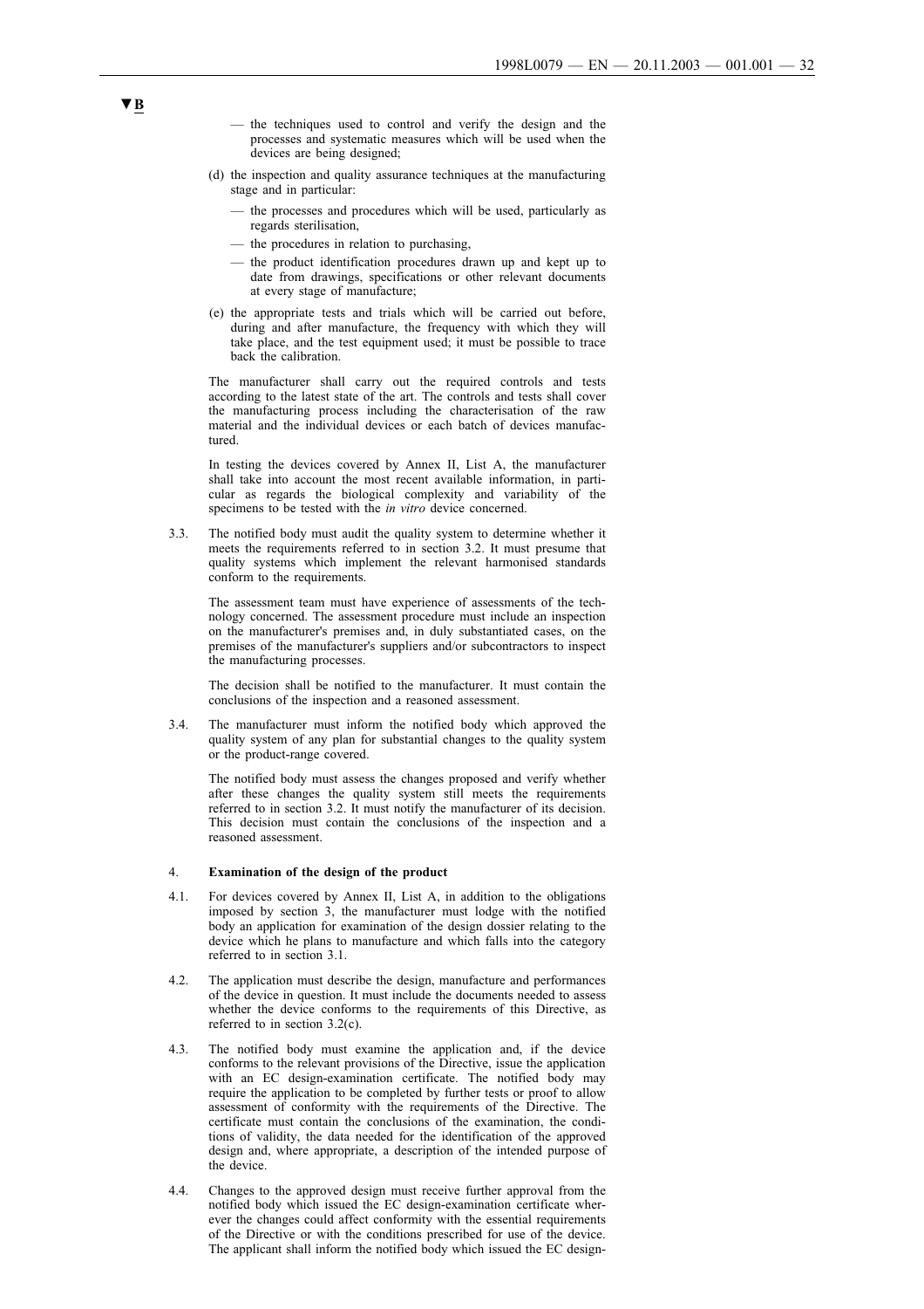▼B

— the techniques used to control and verify the design and the processes and systematic measures which will be used when the devices are being designed;

(d) the inspection and quality assurance techniques at the manufacturing stage and in particular:

— the processes and procedures which will be used, particularly as regards sterilisation,

— the procedures in relation to purchasing,

— the product identification procedures drawn up and kept up to date from drawings, specifications or other relevant documents at every stage of manufacture;

(e) the appropriate tests and trials which will be carried out before, during and after manufacture, the frequency with which they will take place, and the test equipment used; it must be possible to trace back the calibration.

The manufacturer shall carry out the required controls and tests according to the latest state of the art. The controls and tests shall cover the manufacturing process including the characterisation of the raw material and the individual devices or each batch of devices manufactured.

In testing the devices covered by Annex II, List A, the manufacturer shall take into account the most recent available information, in particular as regards the biological complexity and variability of the specimens to be tested with the *in vitro* device concerned.

3.3. The notified body must audit the quality system to determine whether it meets the requirements referred to in section 3.2. It must presume that quality systems which implement the relevant harmonised standards conform to the requirements.

The assessment team must have experience of assessments of the technology concerned. The assessment procedure must include an inspection on the manufacturer's premises and, in duly substantiated cases, on the premises of the manufacturer's suppliers and/or subcontractors to inspect the manufacturing processes.

The decision shall be notified to the manufacturer. It must contain the conclusions of the inspection and a reasoned assessment.

3.4. The manufacturer must inform the notified body which approved the quality system of any plan for substantial changes to the quality system or the product-range covered.

The notified body must assess the changes proposed and verify whether after these changes the quality system still meets the requirements referred to in section 3.2. It must notify the manufacturer of its decision. This decision must contain the conclusions of the inspection and a reasoned assessment.

4. **Examination of the design of the product**

4.1. For devices covered by Annex II, List A, in addition to the obligations imposed by section 3, the manufacturer must lodge with the notified body an application for examination of the design dossier relating to the device which he plans to manufacture and which falls into the category referred to in section 3.1.

4.2. The application must describe the design, manufacture and performances of the device in question. It must include the documents needed to assess whether the device conforms to the requirements of this Directive, as referred to in section 3.2(c).

4.3. The notified body must examine the application and, if the device conforms to the relevant provisions of the Directive, issue the application with an EC design-examination certificate. The notified body may require the application to be completed by further tests or proof to allow assessment of conformity with the requirements of the Directive. The certificate must contain the conclusions of the examination, the conditions of validity, the data needed for the identification of the approved design and, where appropriate, a description of the intended purpose of the device.

4.4. Changes to the approved design must receive further approval from the notified body which issued the EC design-examination certificate wherever the changes could affect conformity with the essential requirements of the Directive or with the conditions prescribed for use of the device. The applicant shall inform the notified body which issued the EC design-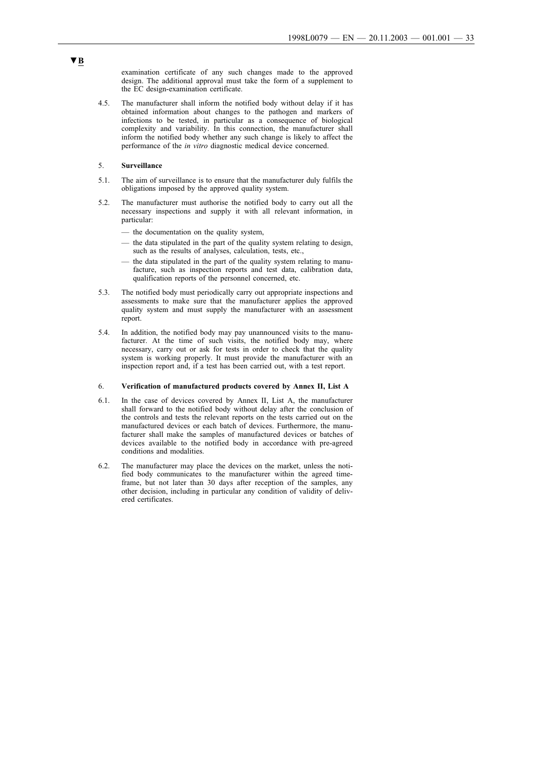▼B

examination certificate of any such changes made to the approved design. The additional approval must take the form of a supplement to the EC design-examination certificate.

4.5. The manufacturer shall inform the notified body without delay if it has obtained information about changes to the pathogen and markers of infections to be tested, in particular as a consequence of biological complexity and variability. In this connection, the manufacturer shall inform the notified body whether any such change is likely to affect the performance of the *in vitro* diagnostic medical device concerned.

5. **Surveillance**

5.1. The aim of surveillance is to ensure that the manufacturer duly fulfils the obligations imposed by the approved quality system.

5.2. The manufacturer must authorise the notified body to carry out all the necessary inspections and supply it with all relevant information, in particular:

- the documentation on the quality system,
- the data stipulated in the part of the quality system relating to design, such as the results of analyses, calculation, tests, etc.,
- the data stipulated in the part of the quality system relating to manufacture, such as inspection reports and test data, calibration data, qualification reports of the personnel concerned, etc.

5.3. The notified body must periodically carry out appropriate inspections and assessments to make sure that the manufacturer applies the approved quality system and must supply the manufacturer with an assessment report.

5.4. In addition, the notified body may pay unannounced visits to the manufacturer. At the time of such visits, the notified body may, where necessary, carry out or ask for tests in order to check that the quality system is working properly. It must provide the manufacturer with an inspection report and, if a test has been carried out, with a test report.

6. **Verification of manufactured products covered by Annex II, List A**

6.1. In the case of devices covered by Annex II, List A, the manufacturer shall forward to the notified body without delay after the conclusion of the controls and tests the relevant reports on the tests carried out on the manufactured devices or each batch of devices. Furthermore, the manufacturer shall make the samples of manufactured devices or batches of devices available to the notified body in accordance with pre-agreed conditions and modalities.

6.2. The manufacturer may place the devices on the market, unless the notified body communicates to the manufacturer within the agreed timeframe, but not later than 30 days after reception of the samples, any other decision, including in particular any condition of validity of delivered certificates.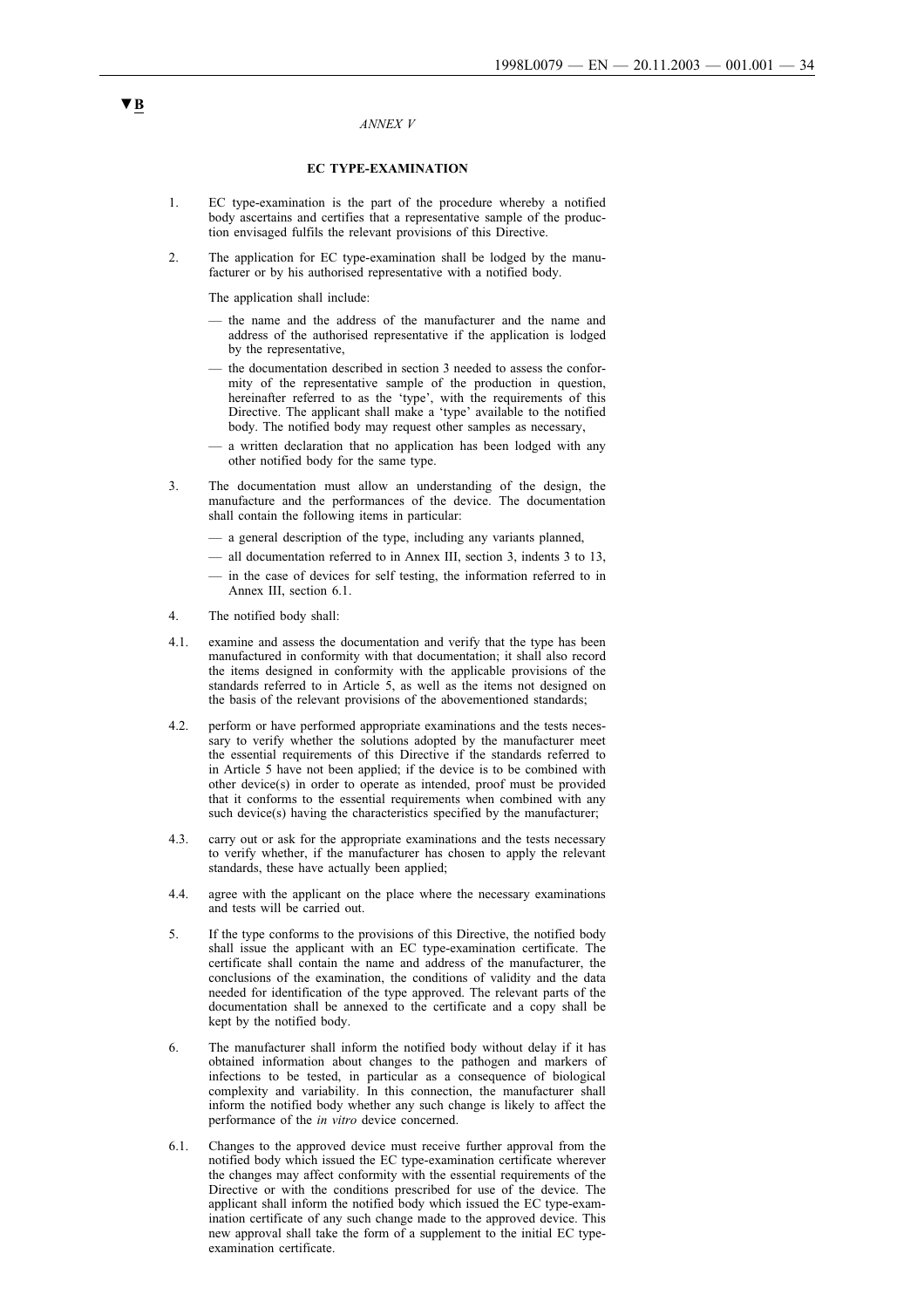▼B

*ANNEX V*

## EC TYPE-EXAMINATION

1. EC type-examination is the part of the procedure whereby a notified body ascertains and certifies that a representative sample of the production envisaged fulfils the relevant provisions of this Directive.

2. The application for EC type-examination shall be lodged by the manufacturer or by his authorised representative with a notified body.

   The application shall include:

   — the name and the address of the manufacturer and the name and address of the authorised representative if the application is lodged by the representative,

   — the documentation described in section 3 needed to assess the conformity of the representative sample of the production in question, hereinafter referred to as the 'type', with the requirements of this Directive. The applicant shall make a 'type' available to the notified body. The notified body may request other samples as necessary,

   — a written declaration that no application has been lodged with any other notified body for the same type.

3. The documentation must allow an understanding of the design, the manufacture and the performances of the device. The documentation shall contain the following items in particular:

   — a general description of the type, including any variants planned,

   — all documentation referred to in Annex III, section 3, indents 3 to 13,

   — in the case of devices for self testing, the information referred to in Annex III, section 6.1.

4. The notified body shall:

4.1. examine and assess the documentation and verify that the type has been manufactured in conformity with that documentation; it shall also record the items designed in conformity with the applicable provisions of the standards referred to in Article 5, as well as the items not designed on the basis of the relevant provisions of the abovementioned standards;

4.2. perform or have performed appropriate examinations and the tests necessary to verify whether the solutions adopted by the manufacturer meet the essential requirements of this Directive if the standards referred to in Article 5 have not been applied; if the device is to be combined with other device(s) in order to operate as intended, proof must be provided that it conforms to the essential requirements when combined with any such device(s) having the characteristics specified by the manufacturer;

4.3. carry out or ask for the appropriate examinations and the tests necessary to verify whether, if the manufacturer has chosen to apply the relevant standards, these have actually been applied;

4.4. agree with the applicant on the place where the necessary examinations and tests will be carried out.

5. If the type conforms to the provisions of this Directive, the notified body shall issue the applicant with an EC type-examination certificate. The certificate shall contain the name and address of the manufacturer, the conclusions of the examination, the conditions of validity and the data needed for identification of the type approved. The relevant parts of the documentation shall be annexed to the certificate and a copy shall be kept by the notified body.

6. The manufacturer shall inform the notified body without delay if it has obtained information about changes to the pathogen and markers of infections to be tested, in particular as a consequence of biological complexity and variability. In this connection, the manufacturer shall inform the notified body whether any such change is likely to affect the performance of the *in vitro* device concerned.

6.1. Changes to the approved device must receive further approval from the notified body which issued the EC type-examination certificate wherever the changes may affect conformity with the essential requirements of the Directive or with the conditions prescribed for use of the device. The applicant shall inform the notified body which issued the EC type-examination certificate of any such change made to the approved device. This new approval shall take the form of a supplement to the initial EC type-examination certificate.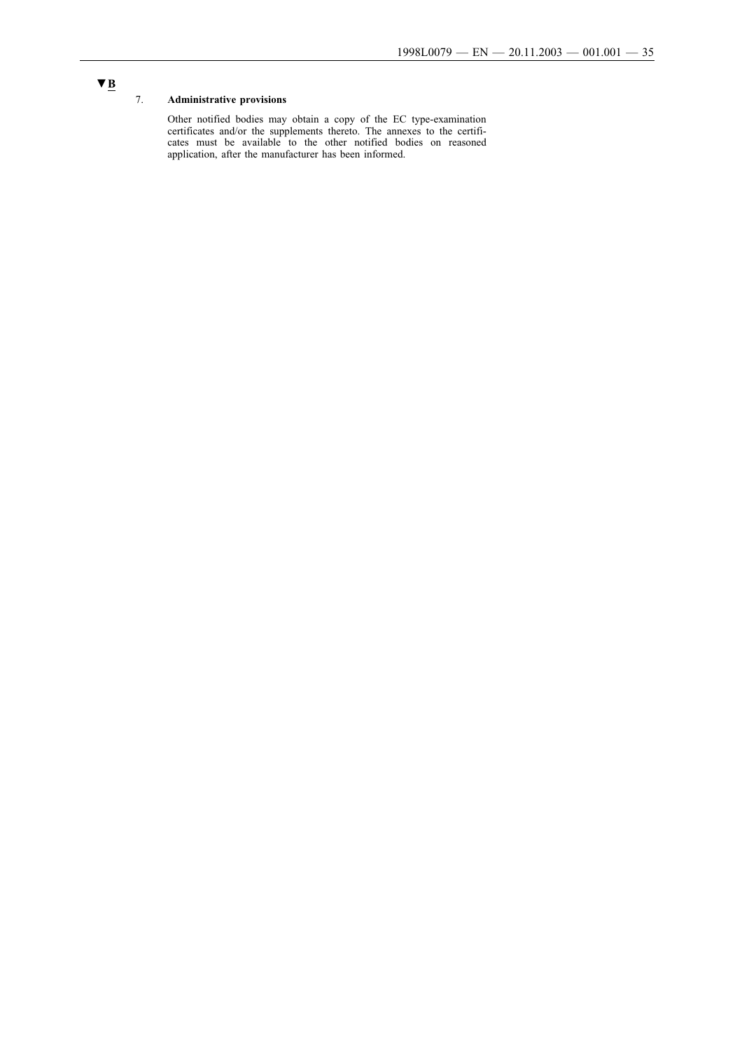▼B

7. **Administrative provisions**

Other notified bodies may obtain a copy of the EC type-examination certificates and/or the supplements thereto. The annexes to the certificates must be available to the other notified bodies on reasoned application, after the manufacturer has been informed.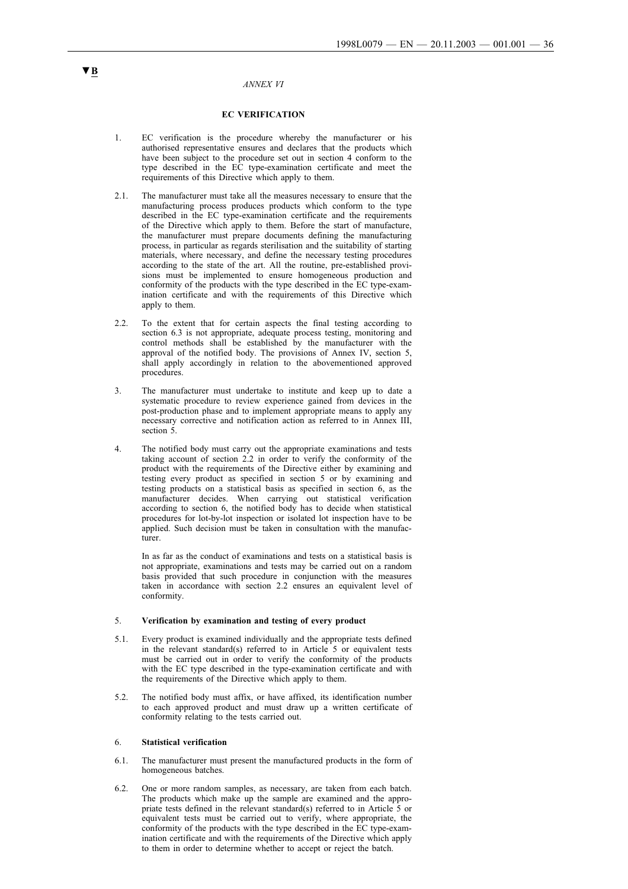▼B

*ANNEX VI*

**EC VERIFICATION**

1. EC verification is the procedure whereby the manufacturer or his authorised representative ensures and declares that the products which have been subject to the procedure set out in section 4 conform to the type described in the EC type-examination certificate and meet the requirements of this Directive which apply to them.

2.1. The manufacturer must take all the measures necessary to ensure that the manufacturing process produces products which conform to the type described in the EC type-examination certificate and the requirements of the Directive which apply to them. Before the start of manufacture, the manufacturer must prepare documents defining the manufacturing process, in particular as regards sterilisation and the suitability of starting materials, where necessary, and define the necessary testing procedures according to the state of the art. All the routine, pre-established provisions must be implemented to ensure homogeneous production and conformity of the products with the type described in the EC type-examination certificate and with the requirements of this Directive which apply to them.

2.2. To the extent that for certain aspects the final testing according to section 6.3 is not appropriate, adequate process testing, monitoring and control methods shall be established by the manufacturer with the approval of the notified body. The provisions of Annex IV, section 5, shall apply accordingly in relation to the abovementioned approved procedures.

3. The manufacturer must undertake to institute and keep up to date a systematic procedure to review experience gained from devices in the post-production phase and to implement appropriate means to apply any necessary corrective and notification action as referred to in Annex III, section 5.

4. The notified body must carry out the appropriate examinations and tests taking account of section 2.2 in order to verify the conformity of the product with the requirements of the Directive either by examining and testing every product as specified in section 5 or by examining and testing products on a statistical basis as specified in section 6, as the manufacturer decides. When carrying out statistical verification according to section 6, the notified body has to decide when statistical procedures for lot-by-lot inspection or isolated lot inspection have to be applied. Such decision must be taken in consultation with the manufacturer.

   In as far as the conduct of examinations and tests on a statistical basis is not appropriate, examinations and tests may be carried out on a random basis provided that such procedure in conjunction with the measures taken in accordance with section 2.2 ensures an equivalent level of conformity.

5. **Verification by examination and testing of every product**

5.1. Every product is examined individually and the appropriate tests defined in the relevant standard(s) referred to in Article 5 or equivalent tests must be carried out in order to verify the conformity of the products with the EC type described in the type-examination certificate and with the requirements of the Directive which apply to them.

5.2. The notified body must affix, or have affixed, its identification number to each approved product and must draw up a written certificate of conformity relating to the tests carried out.

6. **Statistical verification**

6.1. The manufacturer must present the manufactured products in the form of homogeneous batches.

6.2. One or more random samples, as necessary, are taken from each batch. The products which make up the sample are examined and the appropriate tests defined in the relevant standard(s) referred to in Article 5 or equivalent tests must be carried out to verify, where appropriate, the conformity of the products with the type described in the EC type-examination certificate and with the requirements of the Directive which apply to them in order to determine whether to accept or reject the batch.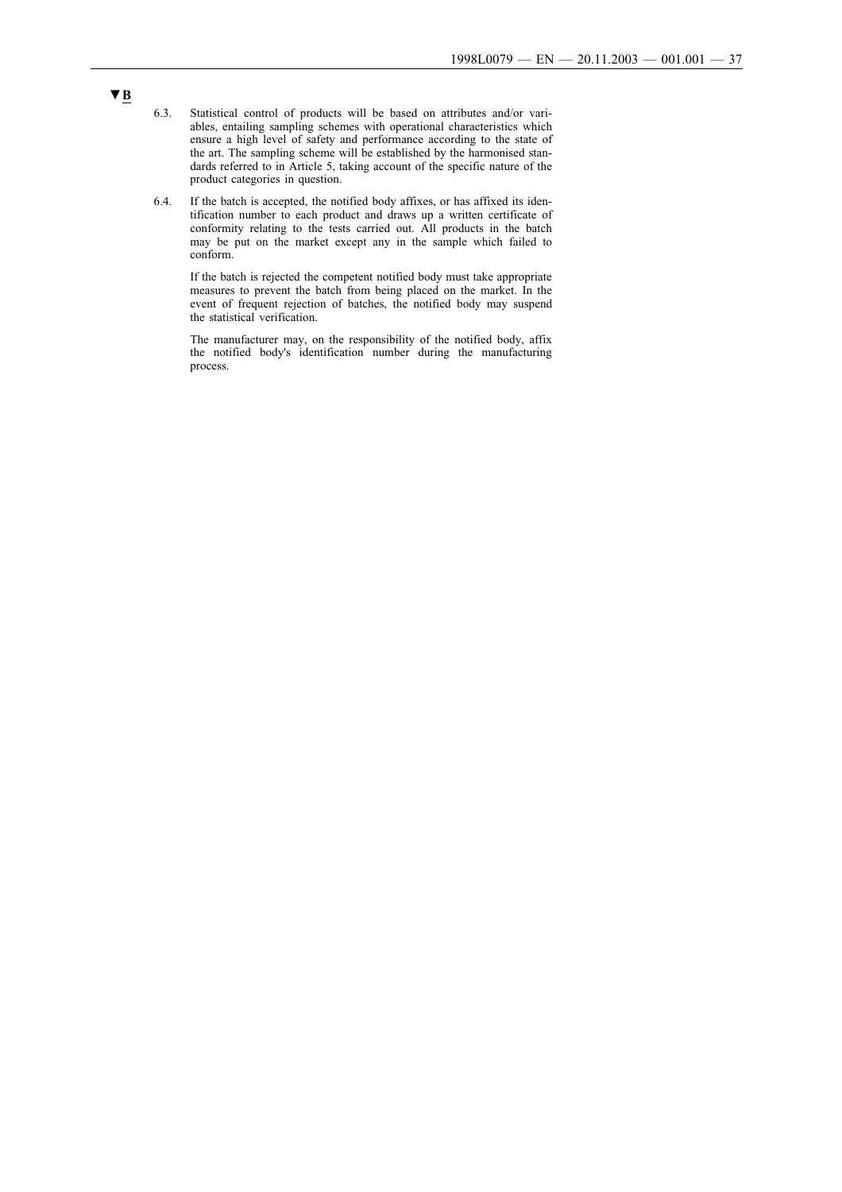▼B

6.3. Statistical control of products will be based on attributes and/or variables, entailing sampling schemes with operational characteristics which ensure a high level of safety and performance according to the state of the art. The sampling scheme will be established by the harmonised standards referred to in Article 5, taking account of the specific nature of the product categories in question.

6.4. If the batch is accepted, the notified body affixes, or has affixed its identification number to each product and draws up a written certificate of conformity relating to the tests carried out. All products in the batch may be put on the market except any in the sample which failed to conform.

If the batch is rejected the competent notified body must take appropriate measures to prevent the batch from being placed on the market. In the event of frequent rejection of batches, the notified body may suspend the statistical verification.

The manufacturer may, on the responsibility of the notified body, affix the notified body's identification number during the manufacturing process.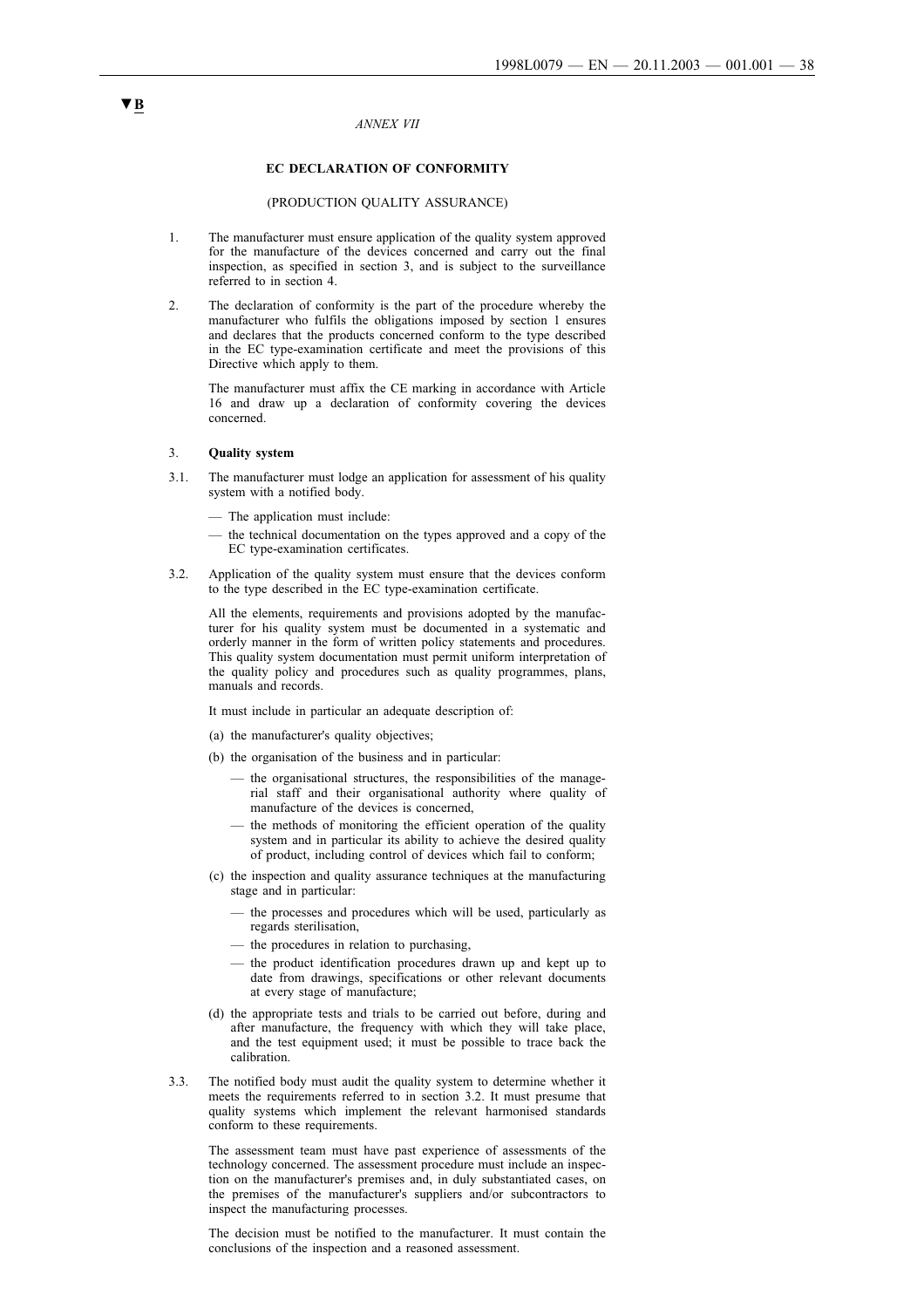▼B

*ANNEX VII*

**EC DECLARATION OF CONFORMITY**

(PRODUCTION QUALITY ASSURANCE)

1. The manufacturer must ensure application of the quality system approved for the manufacture of the devices concerned and carry out the final inspection, as specified in section 3, and is subject to the surveillance referred to in section 4.

2. The declaration of conformity is the part of the procedure whereby the manufacturer who fulfils the obligations imposed by section 1 ensures and declares that the products concerned conform to the type described in the EC type-examination certificate and meet the provisions of this Directive which apply to them.

   The manufacturer must affix the CE marking in accordance with Article 16 and draw up a declaration of conformity covering the devices concerned.

3. **Quality system**

3.1. The manufacturer must lodge an application for assessment of his quality system with a notified body.

   — The application must include:

   — the technical documentation on the types approved and a copy of the EC type-examination certificates.

3.2. Application of the quality system must ensure that the devices conform to the type described in the EC type-examination certificate.

   All the elements, requirements and provisions adopted by the manufacturer for his quality system must be documented in a systematic and orderly manner in the form of written policy statements and procedures. This quality system documentation must permit uniform interpretation of the quality policy and procedures such as quality programmes, plans, manuals and records.

   It must include in particular an adequate description of:

   (a) the manufacturer's quality objectives;

   (b) the organisation of the business and in particular:

   — the organisational structures, the responsibilities of the managerial staff and their organisational authority where quality of manufacture of the devices is concerned,

   — the methods of monitoring the efficient operation of the quality system and in particular its ability to achieve the desired quality of product, including control of devices which fail to conform;

   (c) the inspection and quality assurance techniques at the manufacturing stage and in particular:

   — the processes and procedures which will be used, particularly as regards sterilisation,

   — the procedures in relation to purchasing,

   — the product identification procedures drawn up and kept up to date from drawings, specifications or other relevant documents at every stage of manufacture;

   (d) the appropriate tests and trials to be carried out before, during and after manufacture, the frequency with which they will take place, and the test equipment used; it must be possible to trace back the calibration.

3.3. The notified body must audit the quality system to determine whether it meets the requirements referred to in section 3.2. It must presume that quality systems which implement the relevant harmonised standards conform to these requirements.

   The assessment team must have past experience of assessments of the technology concerned. The assessment procedure must include an inspection on the manufacturer's premises and, in duly substantiated cases, on the premises of the manufacturer's suppliers and/or subcontractors to inspect the manufacturing processes.

   The decision must be notified to the manufacturer. It must contain the conclusions of the inspection and a reasoned assessment.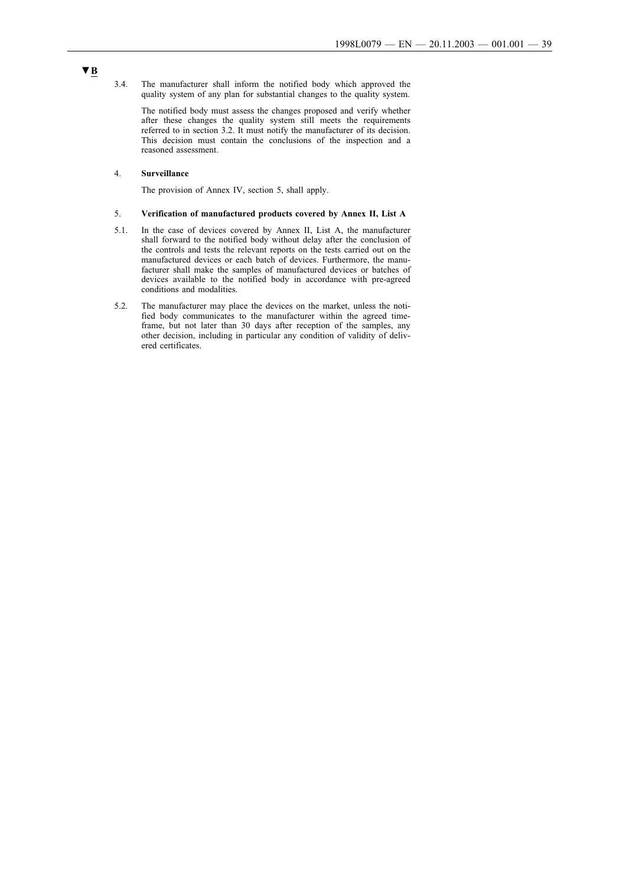▼B

3.4. The manufacturer shall inform the notified body which approved the quality system of any plan for substantial changes to the quality system.

The notified body must assess the changes proposed and verify whether after these changes the quality system still meets the requirements referred to in section 3.2. It must notify the manufacturer of its decision. This decision must contain the conclusions of the inspection and a reasoned assessment.

4. **Surveillance**

The provision of Annex IV, section 5, shall apply.

5. **Verification of manufactured products covered by Annex II, List A**

5.1. In the case of devices covered by Annex II, List A, the manufacturer shall forward to the notified body without delay after the conclusion of the controls and tests the relevant reports on the tests carried out on the manufactured devices or each batch of devices. Furthermore, the manufacturer shall make the samples of manufactured devices or batches of devices available to the notified body in accordance with pre-agreed conditions and modalities.

5.2. The manufacturer may place the devices on the market, unless the notified body communicates to the manufacturer within the agreed timeframe, but not later than 30 days after reception of the samples, any other decision, including in particular any condition of validity of delivered certificates.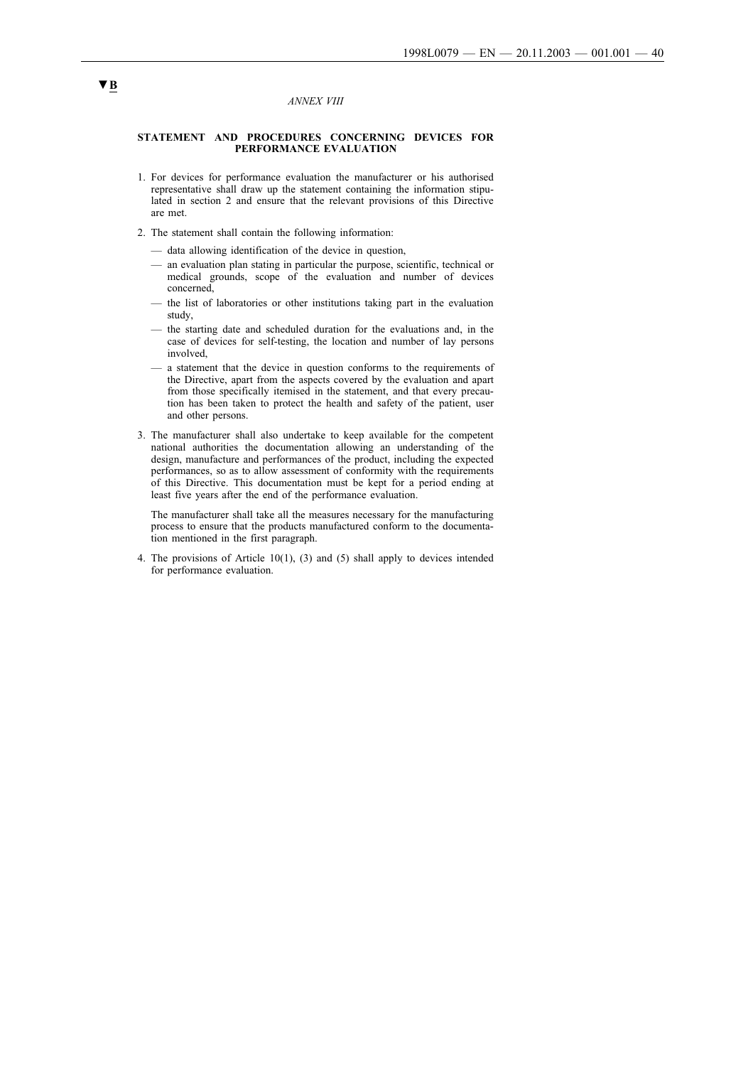▼B

*ANNEX VIII*

## STATEMENT AND PROCEDURES CONCERNING DEVICES FOR PERFORMANCE EVALUATION

1. For devices for performance evaluation the manufacturer or his authorised representative shall draw up the statement containing the information stipulated in section 2 and ensure that the relevant provisions of this Directive are met.

2. The statement shall contain the following information:

   — data allowing identification of the device in question,

   — an evaluation plan stating in particular the purpose, scientific, technical or medical grounds, scope of the evaluation and number of devices concerned,

   — the list of laboratories or other institutions taking part in the evaluation study,

   — the starting date and scheduled duration for the evaluations and, in the case of devices for self-testing, the location and number of lay persons involved,

   — a statement that the device in question conforms to the requirements of the Directive, apart from the aspects covered by the evaluation and apart from those specifically itemised in the statement, and that every precaution has been taken to protect the health and safety of the patient, user and other persons.

3. The manufacturer shall also undertake to keep available for the competent national authorities the documentation allowing an understanding of the design, manufacture and performances of the product, including the expected performances, so as to allow assessment of conformity with the requirements of this Directive. This documentation must be kept for a period ending at least five years after the end of the performance evaluation.

   The manufacturer shall take all the measures necessary for the manufacturing process to ensure that the products manufactured conform to the documentation mentioned in the first paragraph.

4. The provisions of Article 10(1), (3) and (5) shall apply to devices intended for performance evaluation.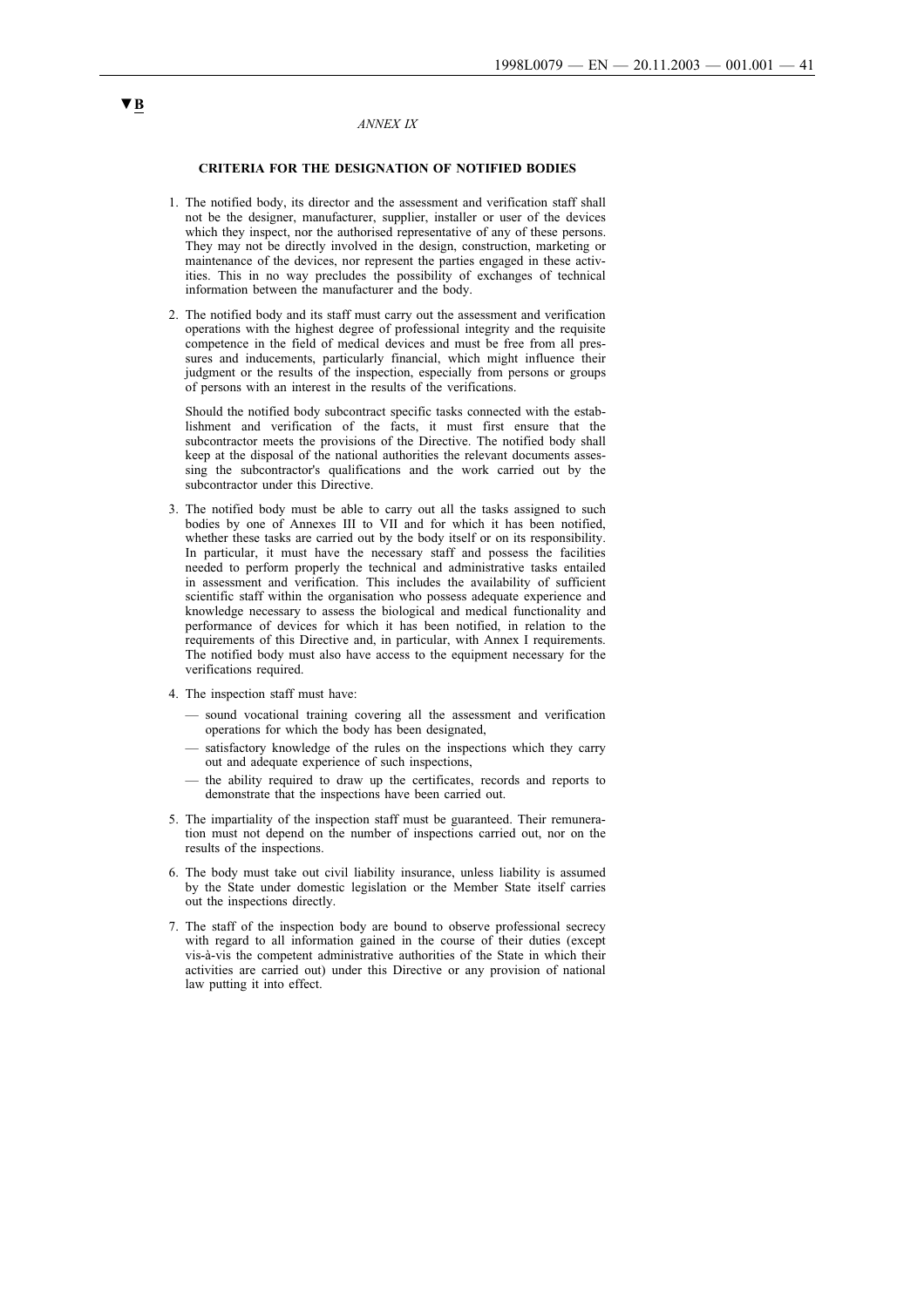▼B

*ANNEX IX*

**CRITERIA FOR THE DESIGNATION OF NOTIFIED BODIES**

1. The notified body, its director and the assessment and verification staff shall not be the designer, manufacturer, supplier, installer or user of the devices which they inspect, nor the authorised representative of any of these persons. They may not be directly involved in the design, construction, marketing or maintenance of the devices, nor represent the parties engaged in these activities. This in no way precludes the possibility of exchanges of technical information between the manufacturer and the body.

2. The notified body and its staff must carry out the assessment and verification operations with the highest degree of professional integrity and the requisite competence in the field of medical devices and must be free from all pressures and inducements, particularly financial, which might influence their judgment or the results of the inspection, especially from persons or groups of persons with an interest in the results of the verifications.

   Should the notified body subcontract specific tasks connected with the establishment and verification of the facts, it must first ensure that the subcontractor meets the provisions of the Directive. The notified body shall keep at the disposal of the national authorities the relevant documents assessing the subcontractor's qualifications and the work carried out by the subcontractor under this Directive.

3. The notified body must be able to carry out all the tasks assigned to such bodies by one of Annexes III to VII and for which it has been notified, whether these tasks are carried out by the body itself or on its responsibility. In particular, it must have the necessary staff and possess the facilities needed to perform properly the technical and administrative tasks entailed in assessment and verification. This includes the availability of sufficient scientific staff within the organisation who possess adequate experience and knowledge necessary to assess the biological and medical functionality and performance of devices for which it has been notified, in relation to the requirements of this Directive and, in particular, with Annex I requirements. The notified body must also have access to the equipment necessary for the verifications required.

4. The inspection staff must have:

   — sound vocational training covering all the assessment and verification operations for which the body has been designated,

   — satisfactory knowledge of the rules on the inspections which they carry out and adequate experience of such inspections,

   — the ability required to draw up the certificates, records and reports to demonstrate that the inspections have been carried out.

5. The impartiality of the inspection staff must be guaranteed. Their remuneration must not depend on the number of inspections carried out, nor on the results of the inspections.

6. The body must take out civil liability insurance, unless liability is assumed by the State under domestic legislation or the Member State itself carries out the inspections directly.

7. The staff of the inspection body are bound to observe professional secrecy with regard to all information gained in the course of their duties (except vis-à-vis the competent administrative authorities of the State in which their activities are carried out) under this Directive or any provision of national law putting it into effect.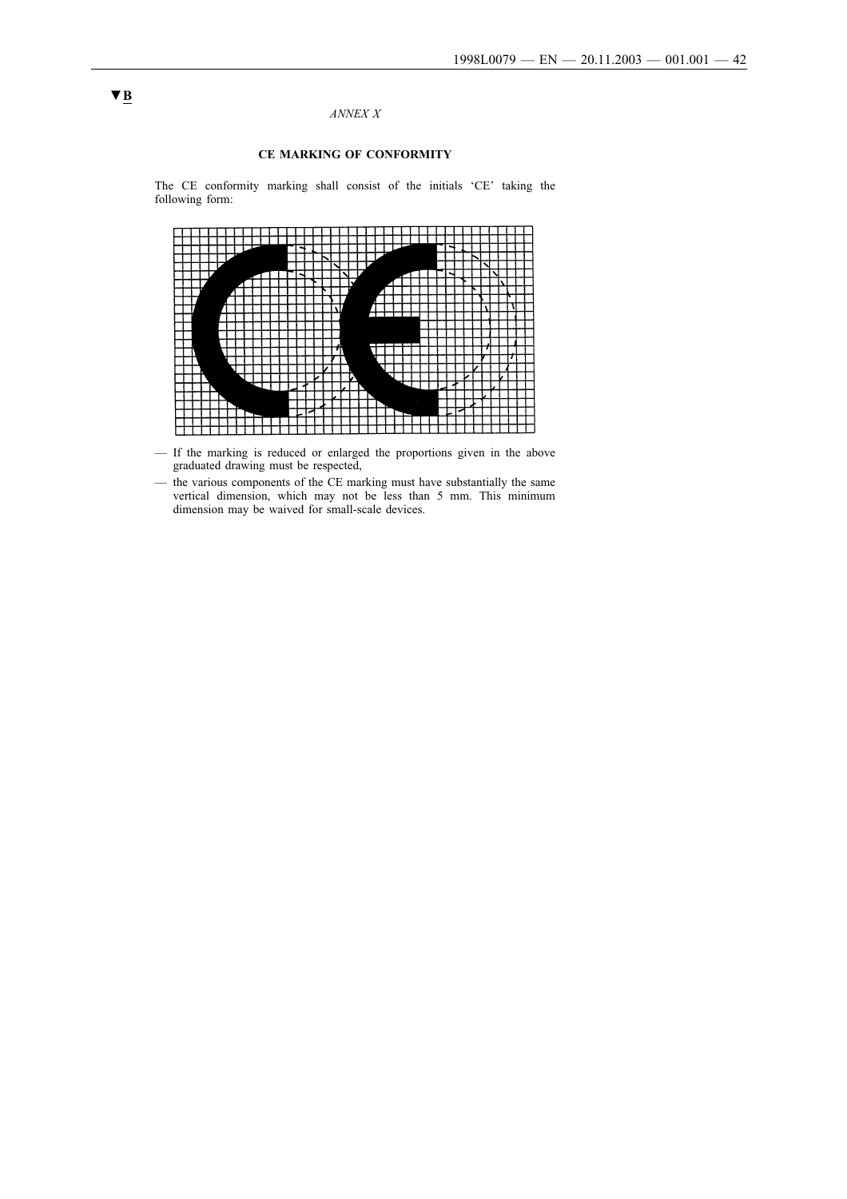▼B

*ANNEX X*

**CE MARKING OF CONFORMITY**

The CE conformity marking shall consist of the initials 'CE' taking the following form:

— If the marking is reduced or enlarged the proportions given in the above graduated drawing must be respected,

— the various components of the CE marking must have substantially the same vertical dimension, which may not be less than 5 mm. This minimum dimension may be waived for small-scale devices.